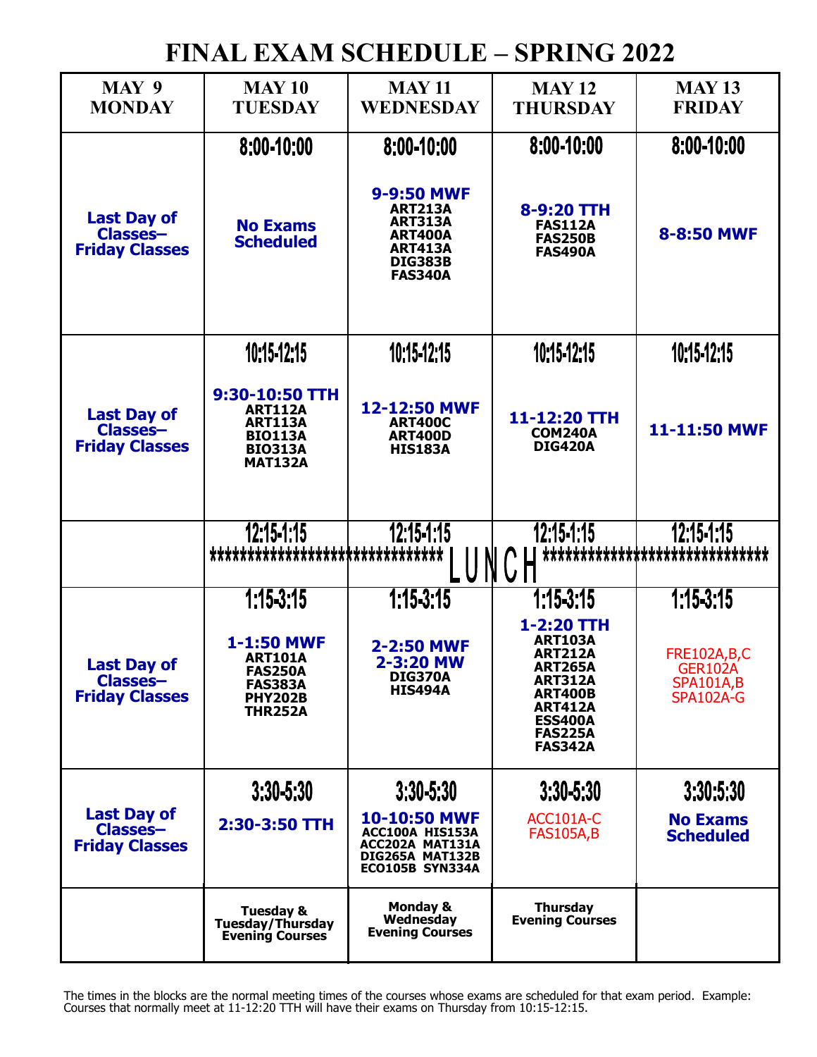# FINAL EXAM SCHEDULE – SPRING 2022

| MAY 9 MONDAY | MAY 10 TUESDAY | MAY 11 WEDNESDAY | MAY 12 THURSDAY | MAY 13 FRIDAY |
|---|---|---|---|---|
| **Last Day of Classes– Friday Classes** | **8:00-10:00**<br>**No Exams Scheduled** | **8:00-10:00**<br>**9-9:50 MWF**<br>ART213A<br>ART313A<br>ART400A<br>ART413A<br>DIG383B<br>FAS340A | **8:00-10:00**<br>**8-9:20 TTH**<br>FAS112A<br>FAS250B<br>FAS490A | **8:00-10:00**<br>**8-8:50 MWF** |
| **Last Day of Classes– Friday Classes** | **10:15-12:15**<br>**9:30-10:50 TTH**<br>ART112A<br>ART113A<br>BIO113A<br>BIO313A<br>MAT132A | **10:15-12:15**<br>**12-12:50 MWF**<br>ART400C<br>ART400D<br>HIS183A | **10:15-12:15**<br>**11-12:20 TTH**<br>COM240A<br>DIG420A | **10:15-12:15**<br>**11-11:50 MWF** |
| | **12:15-1:15**<br>***************** | **12:15-1:15**<br>*************** LUNCH | **12:15-1:15**<br>*************** | **12:15-1:15**<br>*************** |
| **Last Day of Classes– Friday Classes** | **1:15-3:15**<br>**1-1:50 MWF**<br>ART101A<br>FAS250A<br>FAS383A<br>PHY202B<br>THR252A | **1:15-3:15**<br>**2-2:50 MWF**<br>**2-3:20 MW**<br>DIG370A<br>HIS494A | **1:15-3:15**<br>**1-2:20 TTH**<br>ART103A<br>ART212A<br>ART265A<br>ART312A<br>ART400B<br>ART412A<br>ESS400A<br>FAS225A<br>FAS342A | **1:15-3:15**<br>FRE102A,B,C<br>GER102A<br>SPA101A,B<br>SPA102A-G |
| **Last Day of Classes– Friday Classes** | **3:30-5:30**<br>**2:30-3:50 TTH** | **3:30-5:30**<br>**10-10:50 MWF**<br>ACC100A HIS153A<br>ACC202A MAT131A<br>DIG265A MAT132B<br>ECO105B SYN334A | **3:30-5:30**<br>ACC101A-C<br>FAS105A,B | **3:30:5:30**<br>**No Exams Scheduled** |
| | **Tuesday & Tuesday/Thursday Evening Courses** | **Monday & Wednesday Evening Courses** | **Thursday Evening Courses** | |

The times in the blocks are the normal meeting times of the courses whose exams are scheduled for that exam period. Example: Courses that normally meet at 11-12:20 TTH will have their exams on Thursday from 10:15-12:15.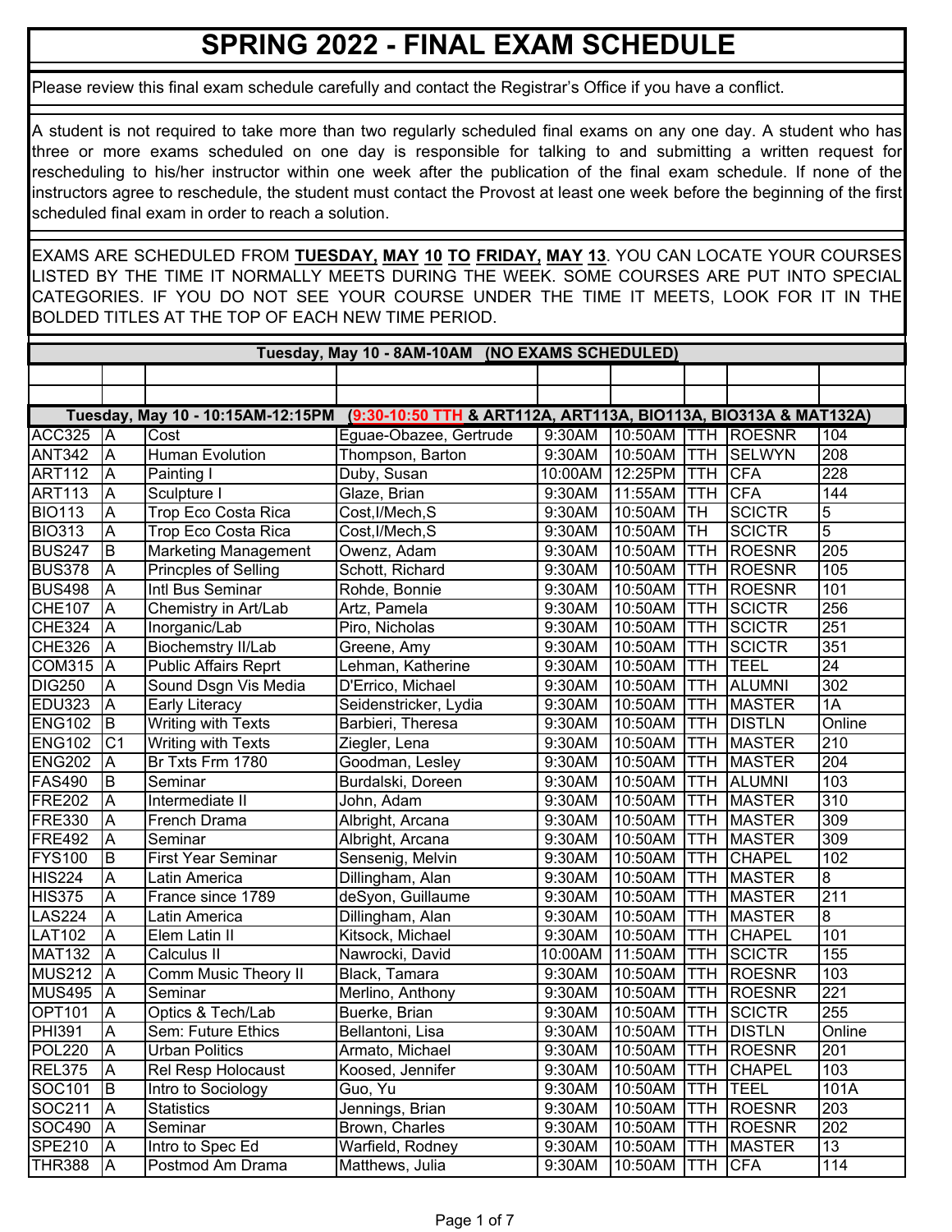# SPRING 2022 - FINAL EXAM SCHEDULE

Please review this final exam schedule carefully and contact the Registrar's Office if you have a conflict.

A student is not required to take more than two regularly scheduled final exams on any one day. A student who has three or more exams scheduled on one day is responsible for talking to and submitting a written request for rescheduling to his/her instructor within one week after the publication of the final exam schedule. If none of the instructors agree to reschedule, the student must contact the Provost at least one week before the beginning of the first scheduled final exam in order to reach a solution.

EXAMS ARE SCHEDULED FROM **TUESDAY, MAY 10 TO FRIDAY, MAY 13**. YOU CAN LOCATE YOUR COURSES LISTED BY THE TIME IT NORMALLY MEETS DURING THE WEEK. SOME COURSES ARE PUT INTO SPECIAL CATEGORIES. IF YOU DO NOT SEE YOUR COURSE UNDER THE TIME IT MEETS, LOOK FOR IT IN THE BOLDED TITLES AT THE TOP OF EACH NEW TIME PERIOD.

**Tuesday, May 10 - 8AM-10AM (NO EXAMS SCHEDULED)**

**Tuesday, May 10 - 10:15AM-12:15PM (9:30-10:50 TTH & ART112A, ART113A, BIO113A, BIO313A & MAT132A)**

| Course | Sec | Title | Instructor | Start | End | Days | Bldg | Room |
|---|---|---|---|---|---|---|---|---|
| ACC325 | A | Cost | Eguae-Obazee, Gertrude | 9:30AM | 10:50AM | TTH | ROESNR | 104 |
| ANT342 | A | Human Evolution | Thompson, Barton | 9:30AM | 10:50AM | TTH | SELWYN | 208 |
| ART112 | A | Painting I | Duby, Susan | 10:00AM | 12:25PM | TTH | CFA | 228 |
| ART113 | A | Sculpture I | Glaze, Brian | 9:30AM | 11:55AM | TTH | CFA | 144 |
| BIO113 | A | Trop Eco Costa Rica | Cost,I/Mech,S | 9:30AM | 10:50AM | TH | SCICTR | 5 |
| BIO313 | A | Trop Eco Costa Rica | Cost,I/Mech,S | 9:30AM | 10:50AM | TH | SCICTR | 5 |
| BUS247 | B | Marketing Management | Owenz, Adam | 9:30AM | 10:50AM | TTH | ROESNR | 205 |
| BUS378 | A | Princples of Selling | Schott, Richard | 9:30AM | 10:50AM | TTH | ROESNR | 105 |
| BUS498 | A | Intl Bus Seminar | Rohde, Bonnie | 9:30AM | 10:50AM | TTH | ROESNR | 101 |
| CHE107 | A | Chemistry in Art/Lab | Artz, Pamela | 9:30AM | 10:50AM | TTH | SCICTR | 256 |
| CHE324 | A | Inorganic/Lab | Piro, Nicholas | 9:30AM | 10:50AM | TTH | SCICTR | 251 |
| CHE326 | A | Biochemstry II/Lab | Greene, Amy | 9:30AM | 10:50AM | TTH | SCICTR | 351 |
| COM315 | A | Public Affairs Reprt | Lehman, Katherine | 9:30AM | 10:50AM | TTH | TEEL | 24 |
| DIG250 | A | Sound Dsgn Vis Media | D'Errico, Michael | 9:30AM | 10:50AM | TTH | ALUMNI | 302 |
| EDU323 | A | Early Literacy | Seidenstricker, Lydia | 9:30AM | 10:50AM | TTH | MASTER | 1A |
| ENG102 | B | Writing with Texts | Barbieri, Theresa | 9:30AM | 10:50AM | TTH | DISTLN | Online |
| ENG102 | C1 | Writing with Texts | Ziegler, Lena | 9:30AM | 10:50AM | TTH | MASTER | 210 |
| ENG202 | A | Br Txts Frm 1780 | Goodman, Lesley | 9:30AM | 10:50AM | TTH | MASTER | 204 |
| FAS490 | B | Seminar | Burdalski, Doreen | 9:30AM | 10:50AM | TTH | ALUMNI | 103 |
| FRE202 | A | Intermediate II | John, Adam | 9:30AM | 10:50AM | TTH | MASTER | 310 |
| FRE330 | A | French Drama | Albright, Arcana | 9:30AM | 10:50AM | TTH | MASTER | 309 |
| FRE492 | A | Seminar | Albright, Arcana | 9:30AM | 10:50AM | TTH | MASTER | 309 |
| FYS100 | B | First Year Seminar | Sensenig, Melvin | 9:30AM | 10:50AM | TTH | CHAPEL | 102 |
| HIS224 | A | Latin America | Dillingham, Alan | 9:30AM | 10:50AM | TTH | MASTER | 8 |
| HIS375 | A | France since 1789 | deSyon, Guillaume | 9:30AM | 10:50AM | TTH | MASTER | 211 |
| LAS224 | A | Latin America | Dillingham, Alan | 9:30AM | 10:50AM | TTH | MASTER | 8 |
| LAT102 | A | Elem Latin II | Kitsock, Michael | 9:30AM | 10:50AM | TTH | CHAPEL | 101 |
| MAT132 | A | Calculus II | Nawrocki, David | 10:00AM | 11:50AM | TTH | SCICTR | 155 |
| MUS212 | A | Comm Music Theory II | Black, Tamara | 9:30AM | 10:50AM | TTH | ROESNR | 103 |
| MUS495 | A | Seminar | Merlino, Anthony | 9:30AM | 10:50AM | TTH | ROESNR | 221 |
| OPT101 | A | Optics & Tech/Lab | Buerke, Brian | 9:30AM | 10:50AM | TTH | SCICTR | 255 |
| PHI391 | A | Sem: Future Ethics | Bellantoni, Lisa | 9:30AM | 10:50AM | TTH | DISTLN | Online |
| POL220 | A | Urban Politics | Armato, Michael | 9:30AM | 10:50AM | TTH | ROESNR | 201 |
| REL375 | A | Rel Resp Holocaust | Koosed, Jennifer | 9:30AM | 10:50AM | TTH | CHAPEL | 103 |
| SOC101 | B | Intro to Sociology | Guo, Yu | 9:30AM | 10:50AM | TTH | TEEL | 101A |
| SOC211 | A | Statistics | Jennings, Brian | 9:30AM | 10:50AM | TTH | ROESNR | 203 |
| SOC490 | A | Seminar | Brown, Charles | 9:30AM | 10:50AM | TTH | ROESNR | 202 |
| SPE210 | A | Intro to Spec Ed | Warfield, Rodney | 9:30AM | 10:50AM | TTH | MASTER | 13 |
| THR388 | A | Postmod Am Drama | Matthews, Julia | 9:30AM | 10:50AM | TTH | CFA | 114 |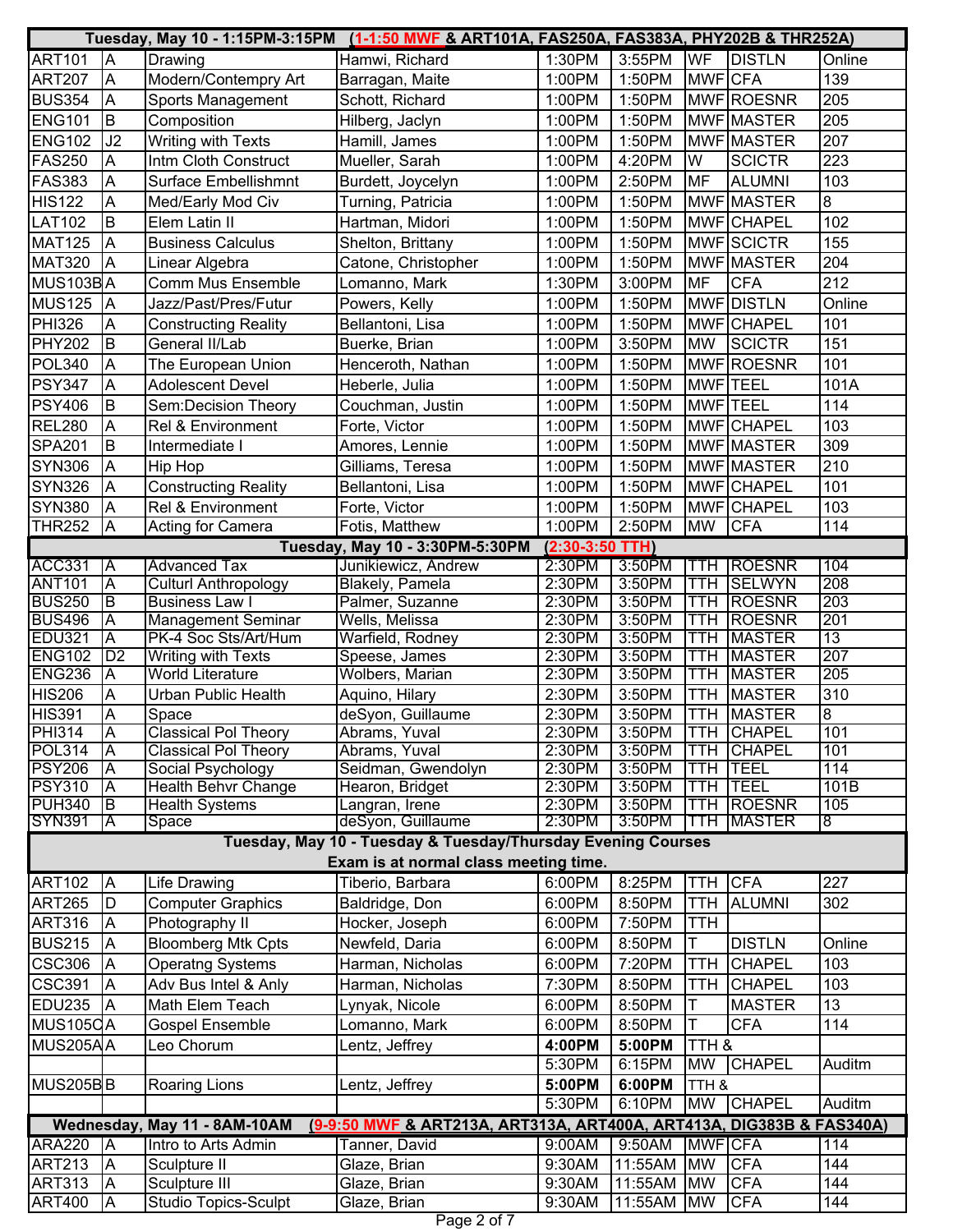| Tuesday, May 10 - 1:15PM-3:15PM (1-1:50 MWF & ART101A, FAS250A, FAS383A, PHY202B & THR252A) | | | | | | | | |
|---|---|---|---|---|---|---|---|---|
| ART101 | A | Drawing | Hamwi, Richard | 1:30PM | 3:55PM | WF | DISTLN | Online |
| ART207 | A | Modern/Contempry Art | Barragan, Maite | 1:00PM | 1:50PM | MWF | CFA | 139 |
| BUS354 | A | Sports Management | Schott, Richard | 1:00PM | 1:50PM | MWF | ROESNR | 205 |
| ENG101 | B | Composition | Hilberg, Jaclyn | 1:00PM | 1:50PM | MWF | MASTER | 205 |
| ENG102 | J2 | Writing with Texts | Hamill, James | 1:00PM | 1:50PM | MWF | MASTER | 207 |
| FAS250 | A | Intm Cloth Construct | Mueller, Sarah | 1:00PM | 4:20PM | W | SCICTR | 223 |
| FAS383 | A | Surface Embellishmnt | Burdett, Joycelyn | 1:00PM | 2:50PM | MF | ALUMNI | 103 |
| HIS122 | A | Med/Early Mod Civ | Turning, Patricia | 1:00PM | 1:50PM | MWF | MASTER | 8 |
| LAT102 | B | Elem Latin II | Hartman, Midori | 1:00PM | 1:50PM | MWF | CHAPEL | 102 |
| MAT125 | A | Business Calculus | Shelton, Brittany | 1:00PM | 1:50PM | MWF | SCICTR | 155 |
| MAT320 | A | Linear Algebra | Catone, Christopher | 1:00PM | 1:50PM | MWF | MASTER | 204 |
| MUS103B | A | Comm Mus Ensemble | Lomanno, Mark | 1:30PM | 3:00PM | MF | CFA | 212 |
| MUS125 | A | Jazz/Past/Pres/Futur | Powers, Kelly | 1:00PM | 1:50PM | MWF | DISTLN | Online |
| PHI326 | A | Constructing Reality | Bellantoni, Lisa | 1:00PM | 1:50PM | MWF | CHAPEL | 101 |
| PHY202 | B | General II/Lab | Buerke, Brian | 1:00PM | 3:50PM | MW | SCICTR | 151 |
| POL340 | A | The European Union | Henceroth, Nathan | 1:00PM | 1:50PM | MWF | ROESNR | 101 |
| PSY347 | A | Adolescent Devel | Heberle, Julia | 1:00PM | 1:50PM | MWF | TEEL | 101A |
| PSY406 | B | Sem:Decision Theory | Couchman, Justin | 1:00PM | 1:50PM | MWF | TEEL | 114 |
| REL280 | A | Rel & Environment | Forte, Victor | 1:00PM | 1:50PM | MWF | CHAPEL | 103 |
| SPA201 | B | Intermediate I | Amores, Lennie | 1:00PM | 1:50PM | MWF | MASTER | 309 |
| SYN306 | A | Hip Hop | Gilliams, Teresa | 1:00PM | 1:50PM | MWF | MASTER | 210 |
| SYN326 | A | Constructing Reality | Bellantoni, Lisa | 1:00PM | 1:50PM | MWF | CHAPEL | 101 |
| SYN380 | A | Rel & Environment | Forte, Victor | 1:00PM | 1:50PM | MWF | CHAPEL | 103 |
| THR252 | A | Acting for Camera | Fotis, Matthew | 1:00PM | 2:50PM | MW | CFA | 114 |
| Tuesday, May 10 - 3:30PM-5:30PM (2:30-3:50 TTH) | | | | | | | | |
| ACC331 | A | Advanced Tax | Junikiewicz, Andrew | 2:30PM | 3:50PM | TTH | ROESNR | 104 |
| ANT101 | A | Culturl Anthropology | Blakely, Pamela | 2:30PM | 3:50PM | TTH | SELWYN | 208 |
| BUS250 | B | Business Law I | Palmer, Suzanne | 2:30PM | 3:50PM | TTH | ROESNR | 203 |
| BUS496 | A | Management Seminar | Wells, Melissa | 2:30PM | 3:50PM | TTH | ROESNR | 201 |
| EDU321 | A | PK-4 Soc Sts/Art/Hum | Warfield, Rodney | 2:30PM | 3:50PM | TTH | MASTER | 13 |
| ENG102 | D2 | Writing with Texts | Speese, James | 2:30PM | 3:50PM | TTH | MASTER | 207 |
| ENG236 | A | World Literature | Wolbers, Marian | 2:30PM | 3:50PM | TTH | MASTER | 205 |
| HIS206 | A | Urban Public Health | Aquino, Hilary | 2:30PM | 3:50PM | TTH | MASTER | 310 |
| HIS391 | A | Space | deSyon, Guillaume | 2:30PM | 3:50PM | TTH | MASTER | 8 |
| PHI314 | A | Classical Pol Theory | Abrams, Yuval | 2:30PM | 3:50PM | TTH | CHAPEL | 101 |
| POL314 | A | Classical Pol Theory | Abrams, Yuval | 2:30PM | 3:50PM | TTH | CHAPEL | 101 |
| PSY206 | A | Social Psychology | Seidman, Gwendolyn | 2:30PM | 3:50PM | TTH | TEEL | 114 |
| PSY310 | A | Health Behvr Change | Hearon, Bridget | 2:30PM | 3:50PM | TTH | TEEL | 101B |
| PUH340 | B | Health Systems | Langran, Irene | 2:30PM | 3:50PM | TTH | ROESNR | 105 |
| SYN391 | A | Space | deSyon, Guillaume | 2:30PM | 3:50PM | TTH | MASTER | 8 |
| Tuesday, May 10 - Tuesday & Tuesday/Thursday Evening Courses. Exam is at normal class meeting time. | | | | | | | | |
| ART102 | A | Life Drawing | Tiberio, Barbara | 6:00PM | 8:25PM | TTH | CFA | 227 |
| ART265 | D | Computer Graphics | Baldridge, Don | 6:00PM | 8:50PM | TTH | ALUMNI | 302 |
| ART316 | A | Photography II | Hocker, Joseph | 6:00PM | 7:50PM | TTH | | |
| BUS215 | A | Bloomberg Mkt Cpts | Newfeld, Daria | 6:00PM | 8:50PM | T | DISTLN | Online |
| CSC306 | A | Operatng Systems | Harman, Nicholas | 6:00PM | 7:20PM | TTH | CHAPEL | 103 |
| CSC391 | A | Adv Bus Intel & Anly | Harman, Nicholas | 7:30PM | 8:50PM | TTH | CHAPEL | 103 |
| EDU235 | A | Math Elem Teach | Lynyak, Nicole | 6:00PM | 8:50PM | T | MASTER | 13 |
| MUS105C | A | Gospel Ensemble | Lomanno, Mark | 6:00PM | 8:50PM | T | CFA | 114 |
| MUS205A | A | Leo Chorum | Lentz, Jeffrey | **4:00PM** | **5:00PM** | TTH & | | |
| | | | | 5:30PM | 6:15PM | MW | CHAPEL | Auditm |
| MUS205B | B | Roaring Lions | Lentz, Jeffrey | **5:00PM** | **6:00PM** | TTH & | | |
| | | | | 5:30PM | 6:10PM | MW | CHAPEL | Auditm |
| Wednesday, May 11 - 8AM-10AM (9-9:50 MWF & ART213A, ART313A, ART400A, ART413A, DIG383B & FAS340A) | | | | | | | | |
| ARA220 | A | Intro to Arts Admin | Tanner, David | 9:00AM | 9:50AM | MWF | CFA | 114 |
| ART213 | A | Sculpture II | Glaze, Brian | 9:30AM | 11:55AM | MW | CFA | 144 |
| ART313 | A | Sculpture III | Glaze, Brian | 9:30AM | 11:55AM | MW | CFA | 144 |
| ART400 | A | Studio Topics-Sculpt | Glaze, Brian | 9:30AM | 11:55AM | MW | CFA | 144 |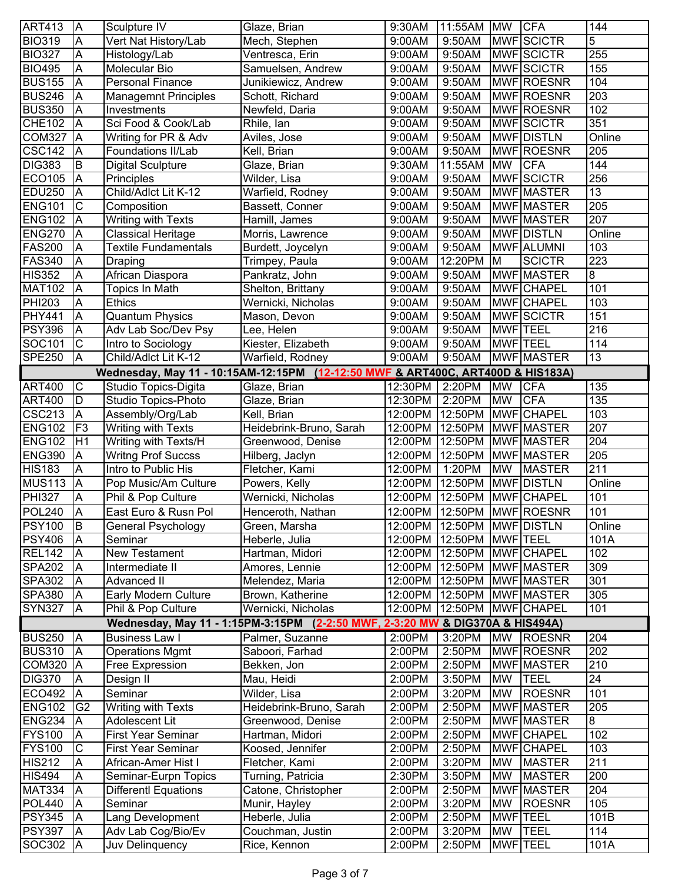| | | | | | | | | |
|---|---|---|---|---|---|---|---|---|
| ART413 | A | Sculpture IV | Glaze, Brian | 9:30AM | 11:55AM | MW | CFA | 144 |
| BIO319 | A | Vert Nat History/Lab | Mech, Stephen | 9:00AM | 9:50AM | MWF | SCICTR | 5 |
| BIO327 | A | Histology/Lab | Ventresca, Erin | 9:00AM | 9:50AM | MWF | SCICTR | 255 |
| BIO495 | A | Molecular Bio | Samuelsen, Andrew | 9:00AM | 9:50AM | MWF | SCICTR | 155 |
| BUS155 | A | Personal Finance | Junikiewicz, Andrew | 9:00AM | 9:50AM | MWF | ROESNR | 104 |
| BUS246 | A | Managemnt Principles | Schott, Richard | 9:00AM | 9:50AM | MWF | ROESNR | 203 |
| BUS350 | A | Investments | Newfeld, Daria | 9:00AM | 9:50AM | MWF | ROESNR | 102 |
| CHE102 | A | Sci Food & Cook/Lab | Rhile, Ian | 9:00AM | 9:50AM | MWF | SCICTR | 351 |
| COM327 | A | Writing for PR & Adv | Aviles, Jose | 9:00AM | 9:50AM | MWF | DISTLN | Online |
| CSC142 | A | Foundations II/Lab | Kell, Brian | 9:00AM | 9:50AM | MWF | ROESNR | 205 |
| DIG383 | B | Digital Sculpture | Glaze, Brian | 9:30AM | 11:55AM | MW | CFA | 144 |
| ECO105 | A | Principles | Wilder, Lisa | 9:00AM | 9:50AM | MWF | SCICTR | 256 |
| EDU250 | A | Child/Adlct Lit K-12 | Warfield, Rodney | 9:00AM | 9:50AM | MWF | MASTER | 13 |
| ENG101 | C | Composition | Bassett, Conner | 9:00AM | 9:50AM | MWF | MASTER | 205 |
| ENG102 | A | Writing with Texts | Hamill, James | 9:00AM | 9:50AM | MWF | MASTER | 207 |
| ENG270 | A | Classical Heritage | Morris, Lawrence | 9:00AM | 9:50AM | MWF | DISTLN | Online |
| FAS200 | A | Textile Fundamentals | Burdett, Joycelyn | 9:00AM | 9:50AM | MWF | ALUMNI | 103 |
| FAS340 | A | Draping | Trimpey, Paula | 9:00AM | 12:20PM | M | SCICTR | 223 |
| HIS352 | A | African Diaspora | Pankratz, John | 9:00AM | 9:50AM | MWF | MASTER | 8 |
| MAT102 | A | Topics In Math | Shelton, Brittany | 9:00AM | 9:50AM | MWF | CHAPEL | 101 |
| PHI203 | A | Ethics | Wernicki, Nicholas | 9:00AM | 9:50AM | MWF | CHAPEL | 103 |
| PHY441 | A | Quantum Physics | Mason, Devon | 9:00AM | 9:50AM | MWF | SCICTR | 151 |
| PSY396 | A | Adv Lab Soc/Dev Psy | Lee, Helen | 9:00AM | 9:50AM | MWF | TEEL | 216 |
| SOC101 | C | Intro to Sociology | Kiester, Elizabeth | 9:00AM | 9:50AM | MWF | TEEL | 114 |
| SPE250 | A | Child/Adlct Lit K-12 | Warfield, Rodney | 9:00AM | 9:50AM | MWF | MASTER | 13 |
| **Wednesday, May 11 - 10:15AM-12:15PM (12-12:50 MWF & ART400C, ART400D & HIS183A)** | | | | | | | | |
| ART400 | C | Studio Topics-Digita | Glaze, Brian | 12:30PM | 2:20PM | MW | CFA | 135 |
| ART400 | D | Studio Topics-Photo | Glaze, Brian | 12:30PM | 2:20PM | MW | CFA | 135 |
| CSC213 | A | Assembly/Org/Lab | Kell, Brian | 12:00PM | 12:50PM | MWF | CHAPEL | 103 |
| ENG102 | F3 | Writing with Texts | Heidebrink-Bruno, Sarah | 12:00PM | 12:50PM | MWF | MASTER | 207 |
| ENG102 | H1 | Writing with Texts/H | Greenwood, Denise | 12:00PM | 12:50PM | MWF | MASTER | 204 |
| ENG390 | A | Writng Prof Succss | Hilberg, Jaclyn | 12:00PM | 12:50PM | MWF | MASTER | 205 |
| HIS183 | A | Intro to Public His | Fletcher, Kami | 12:00PM | 1:20PM | MW | MASTER | 211 |
| MUS113 | A | Pop Music/Am Culture | Powers, Kelly | 12:00PM | 12:50PM | MWF | DISTLN | Online |
| PHI327 | A | Phil & Pop Culture | Wernicki, Nicholas | 12:00PM | 12:50PM | MWF | CHAPEL | 101 |
| POL240 | A | East Euro & Rusn Pol | Henceroth, Nathan | 12:00PM | 12:50PM | MWF | ROESNR | 101 |
| PSY100 | B | General Psychology | Green, Marsha | 12:00PM | 12:50PM | MWF | DISTLN | Online |
| PSY406 | A | Seminar | Heberle, Julia | 12:00PM | 12:50PM | MWF | TEEL | 101A |
| REL142 | A | New Testament | Hartman, Midori | 12:00PM | 12:50PM | MWF | CHAPEL | 102 |
| SPA202 | A | Intermediate II | Amores, Lennie | 12:00PM | 12:50PM | MWF | MASTER | 309 |
| SPA302 | A | Advanced II | Melendez, Maria | 12:00PM | 12:50PM | MWF | MASTER | 301 |
| SPA380 | A | Early Modern Culture | Brown, Katherine | 12:00PM | 12:50PM | MWF | MASTER | 305 |
| SYN327 | A | Phil & Pop Culture | Wernicki, Nicholas | 12:00PM | 12:50PM | MWF | CHAPEL | 101 |
| **Wednesday, May 11 - 1:15PM-3:15PM (2-2:50 MWF, 2-3:20 MW & DIG370A & HIS494A)** | | | | | | | | |
| BUS250 | A | Business Law I | Palmer, Suzanne | 2:00PM | 3:20PM | MW | ROESNR | 204 |
| BUS310 | A | Operations Mgmt | Saboori, Farhad | 2:00PM | 2:50PM | MWF | ROESNR | 202 |
| COM320 | A | Free Expression | Bekken, Jon | 2:00PM | 2:50PM | MWF | MASTER | 210 |
| DIG370 | A | Design II | Mau, Heidi | 2:00PM | 3:50PM | MW | TEEL | 24 |
| ECO492 | A | Seminar | Wilder, Lisa | 2:00PM | 3:20PM | MW | ROESNR | 101 |
| ENG102 | G2 | Writing with Texts | Heidebrink-Bruno, Sarah | 2:00PM | 2:50PM | MWF | MASTER | 205 |
| ENG234 | A | Adolescent Lit | Greenwood, Denise | 2:00PM | 2:50PM | MWF | MASTER | 8 |
| FYS100 | A | First Year Seminar | Hartman, Midori | 2:00PM | 2:50PM | MWF | CHAPEL | 102 |
| FYS100 | C | First Year Seminar | Koosed, Jennifer | 2:00PM | 2:50PM | MWF | CHAPEL | 103 |
| HIS212 | A | African-Amer Hist I | Fletcher, Kami | 2:00PM | 3:20PM | MW | MASTER | 211 |
| HIS494 | A | Seminar-Eurpn Topics | Turning, Patricia | 2:30PM | 3:50PM | MW | MASTER | 200 |
| MAT334 | A | Differentl Equations | Catone, Christopher | 2:00PM | 2:50PM | MWF | MASTER | 204 |
| POL440 | A | Seminar | Munir, Hayley | 2:00PM | 3:20PM | MW | ROESNR | 105 |
| PSY345 | A | Lang Development | Heberle, Julia | 2:00PM | 2:50PM | MWF | TEEL | 101B |
| PSY397 | A | Adv Lab Cog/Bio/Ev | Couchman, Justin | 2:00PM | 3:20PM | MW | TEEL | 114 |
| SOC302 | A | Juv Delinquency | Rice, Kennon | 2:00PM | 2:50PM | MWF | TEEL | 101A |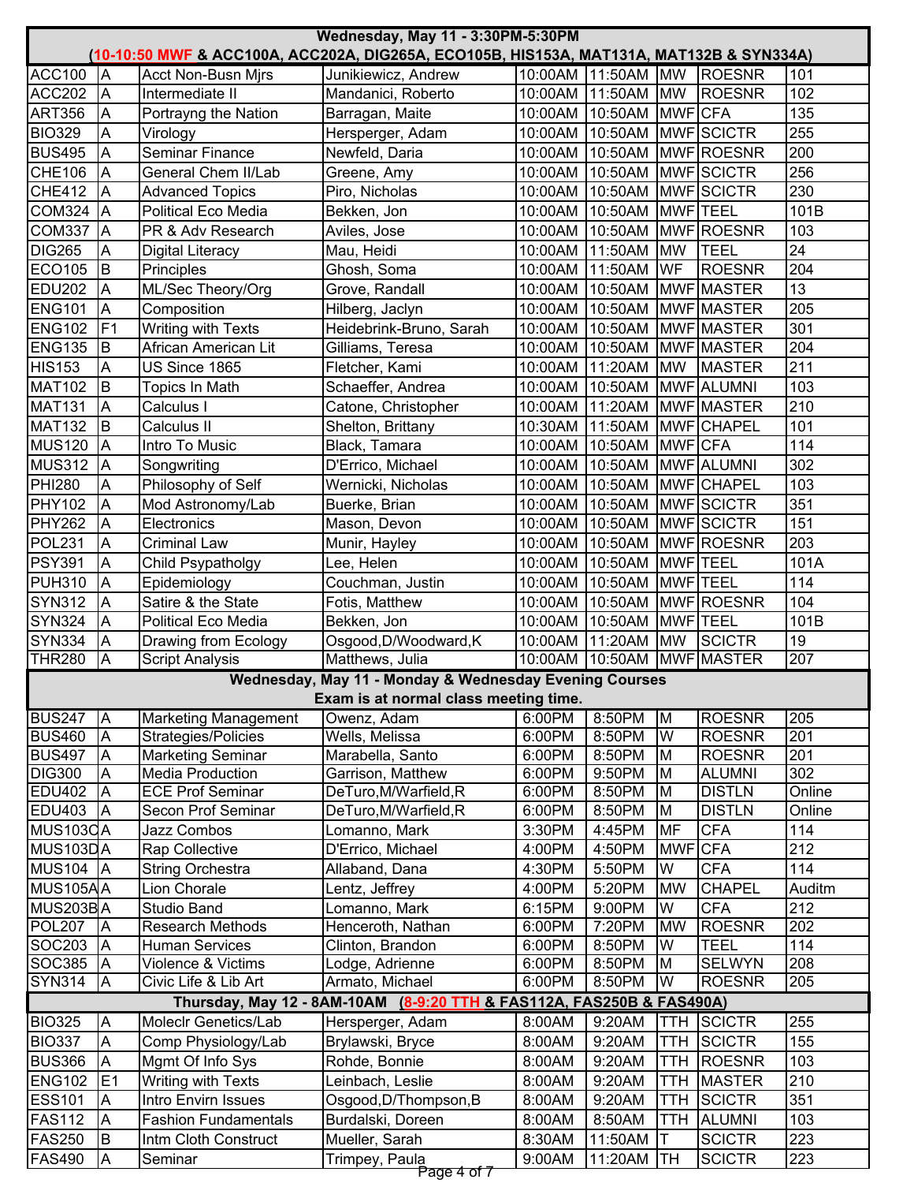| | | | | | | | | |
|---|---|---|---|---|---|---|---|---|
| **Wednesday, May 11 - 3:30PM-5:30PM** | | | | | | | | |
| **(10-10:50 MWF & ACC100A, ACC202A, DIG265A, ECO105B, HIS153A, MAT131A, MAT132B & SYN334A)** | | | | | | | | |
| ACC100 | A | Acct Non-Busn Mjrs | Junikiewicz, Andrew | 10:00AM | 11:50AM | MW | ROESNR | 101 |
| ACC202 | A | Intermediate II | Mandanici, Roberto | 10:00AM | 11:50AM | MW | ROESNR | 102 |
| ART356 | A | Portrayng the Nation | Barragan, Maite | 10:00AM | 10:50AM | MWF | CFA | 135 |
| BIO329 | A | Virology | Hersperger, Adam | 10:00AM | 10:50AM | MWF | SCICTR | 255 |
| BUS495 | A | Seminar Finance | Newfeld, Daria | 10:00AM | 10:50AM | MWF | ROESNR | 200 |
| CHE106 | A | General Chem II/Lab | Greene, Amy | 10:00AM | 10:50AM | MWF | SCICTR | 256 |
| CHE412 | A | Advanced Topics | Piro, Nicholas | 10:00AM | 10:50AM | MWF | SCICTR | 230 |
| COM324 | A | Political Eco Media | Bekken, Jon | 10:00AM | 10:50AM | MWF | TEEL | 101B |
| COM337 | A | PR & Adv Research | Aviles, Jose | 10:00AM | 10:50AM | MWF | ROESNR | 103 |
| DIG265 | A | Digital Literacy | Mau, Heidi | 10:00AM | 11:50AM | MW | TEEL | 24 |
| ECO105 | B | Principles | Ghosh, Soma | 10:00AM | 11:50AM | WF | ROESNR | 204 |
| EDU202 | A | ML/Sec Theory/Org | Grove, Randall | 10:00AM | 10:50AM | MWF | MASTER | 13 |
| ENG101 | A | Composition | Hilberg, Jaclyn | 10:00AM | 10:50AM | MWF | MASTER | 205 |
| ENG102 | F1 | Writing with Texts | Heidebrink-Bruno, Sarah | 10:00AM | 10:50AM | MWF | MASTER | 301 |
| ENG135 | B | African American Lit | Gilliams, Teresa | 10:00AM | 10:50AM | MWF | MASTER | 204 |
| HIS153 | A | US Since 1865 | Fletcher, Kami | 10:00AM | 11:20AM | MW | MASTER | 211 |
| MAT102 | B | Topics In Math | Schaeffer, Andrea | 10:00AM | 10:50AM | MWF | ALUMNI | 103 |
| MAT131 | A | Calculus I | Catone, Christopher | 10:00AM | 11:20AM | MWF | MASTER | 210 |
| MAT132 | B | Calculus II | Shelton, Brittany | 10:30AM | 11:50AM | MWF | CHAPEL | 101 |
| MUS120 | A | Intro To Music | Black, Tamara | 10:00AM | 10:50AM | MWF | CFA | 114 |
| MUS312 | A | Songwriting | D'Errico, Michael | 10:00AM | 10:50AM | MWF | ALUMNI | 302 |
| PHI280 | A | Philosophy of Self | Wernicki, Nicholas | 10:00AM | 10:50AM | MWF | CHAPEL | 103 |
| PHY102 | A | Mod Astronomy/Lab | Buerke, Brian | 10:00AM | 10:50AM | MWF | SCICTR | 351 |
| PHY262 | A | Electronics | Mason, Devon | 10:00AM | 10:50AM | MWF | SCICTR | 151 |
| POL231 | A | Criminal Law | Munir, Hayley | 10:00AM | 10:50AM | MWF | ROESNR | 203 |
| PSY391 | A | Child Psypatholgy | Lee, Helen | 10:00AM | 10:50AM | MWF | TEEL | 101A |
| PUH310 | A | Epidemiology | Couchman, Justin | 10:00AM | 10:50AM | MWF | TEEL | 114 |
| SYN312 | A | Satire & the State | Fotis, Matthew | 10:00AM | 10:50AM | MWF | ROESNR | 104 |
| SYN324 | A | Political Eco Media | Bekken, Jon | 10:00AM | 10:50AM | MWF | TEEL | 101B |
| SYN334 | A | Drawing from Ecology | Osgood,D/Woodward,K | 10:00AM | 11:20AM | MW | SCICTR | 19 |
| THR280 | A | Script Analysis | Matthews, Julia | 10:00AM | 10:50AM | MWF | MASTER | 207 |
| **Wednesday, May 11 - Monday & Wednesday Evening Courses** | | | | | | | | |
| **Exam is at normal class meeting time.** | | | | | | | | |
| BUS247 | A | Marketing Management | Owenz, Adam | 6:00PM | 8:50PM | M | ROESNR | 205 |
| BUS460 | A | Strategies/Policies | Wells, Melissa | 6:00PM | 8:50PM | W | ROESNR | 201 |
| BUS497 | A | Marketing Seminar | Marabella, Santo | 6:00PM | 8:50PM | M | ROESNR | 201 |
| DIG300 | A | Media Production | Garrison, Matthew | 6:00PM | 9:50PM | M | ALUMNI | 302 |
| EDU402 | A | ECE Prof Seminar | DeTuro,M/Warfield,R | 6:00PM | 8:50PM | M | DISTLN | Online |
| EDU403 | A | Secon Prof Seminar | DeTuro,M/Warfield,R | 6:00PM | 8:50PM | M | DISTLN | Online |
| MUS103C | A | Jazz Combos | Lomanno, Mark | 3:30PM | 4:45PM | MF | CFA | 114 |
| MUS103D | A | Rap Collective | D'Errico, Michael | 4:00PM | 4:50PM | MWF | CFA | 212 |
| MUS104 | A | String Orchestra | Allaband, Dana | 4:30PM | 5:50PM | W | CFA | 114 |
| MUS105A | A | Lion Chorale | Lentz, Jeffrey | 4:00PM | 5:20PM | MW | CHAPEL | Auditm |
| MUS203B | A | Studio Band | Lomanno, Mark | 6:15PM | 9:00PM | W | CFA | 212 |
| POL207 | A | Research Methods | Henceroth, Nathan | 6:00PM | 7:20PM | MW | ROESNR | 202 |
| SOC203 | A | Human Services | Clinton, Brandon | 6:00PM | 8:50PM | W | TEEL | 114 |
| SOC385 | A | Violence & Victims | Lodge, Adrienne | 6:00PM | 8:50PM | M | SELWYN | 208 |
| SYN314 | A | Civic Life & Lib Art | Armato, Michael | 6:00PM | 8:50PM | W | ROESNR | 205 |
| **Thursday, May 12 - 8AM-10AM (8-9:20 TTH & FAS112A, FAS250B & FAS490A)** | | | | | | | | |
| BIO325 | A | Moleclr Genetics/Lab | Hersperger, Adam | 8:00AM | 9:20AM | TTH | SCICTR | 255 |
| BIO337 | A | Comp Physiology/Lab | Brylawski, Bryce | 8:00AM | 9:20AM | TTH | SCICTR | 155 |
| BUS366 | A | Mgmt Of Info Sys | Rohde, Bonnie | 8:00AM | 9:20AM | TTH | ROESNR | 103 |
| ENG102 | E1 | Writing with Texts | Leinbach, Leslie | 8:00AM | 9:20AM | TTH | MASTER | 210 |
| ESS101 | A | Intro Envirn Issues | Osgood,D/Thompson,B | 8:00AM | 9:20AM | TTH | SCICTR | 351 |
| FAS112 | A | Fashion Fundamentals | Burdalski, Doreen | 8:00AM | 8:50AM | TTH | ALUMNI | 103 |
| FAS250 | B | Intm Cloth Construct | Mueller, Sarah | 8:30AM | 11:50AM | T | SCICTR | 223 |
| FAS490 | A | Seminar | Trimpey, Paula | 9:00AM | 11:20AM | TH | SCICTR | 223 |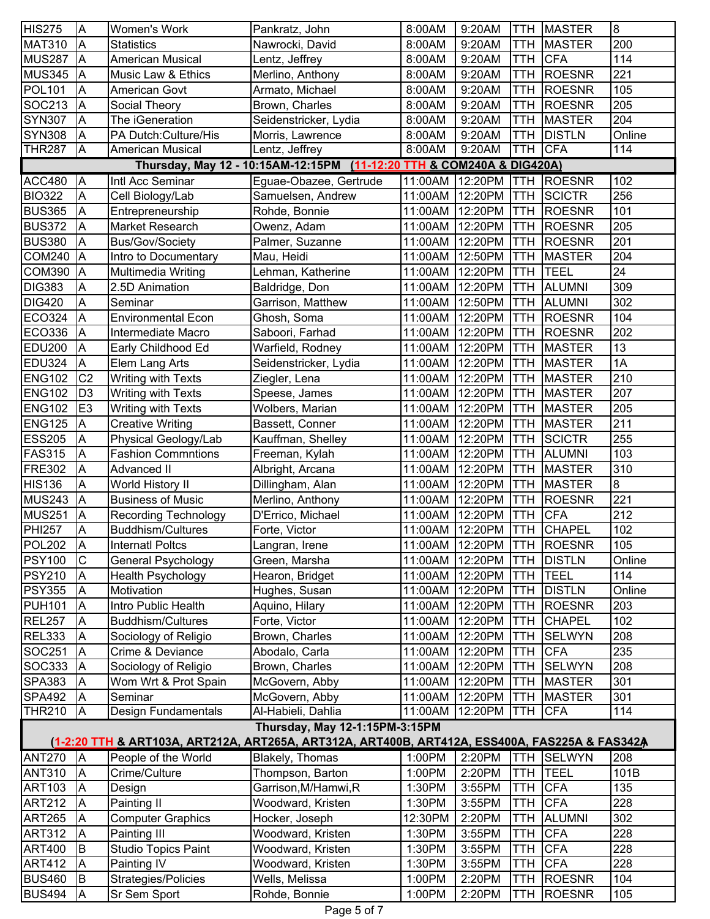| | | | | | | | | |
|---|---|---|---|---|---|---|---|---|
| HIS275 | A | Women's Work | Pankratz, John | 8:00AM | 9:20AM | TTH | MASTER | 8 |
| MAT310 | A | Statistics | Nawrocki, David | 8:00AM | 9:20AM | TTH | MASTER | 200 |
| MUS287 | A | American Musical | Lentz, Jeffrey | 8:00AM | 9:20AM | TTH | CFA | 114 |
| MUS345 | A | Music Law & Ethics | Merlino, Anthony | 8:00AM | 9:20AM | TTH | ROESNR | 221 |
| POL101 | A | American Govt | Armato, Michael | 8:00AM | 9:20AM | TTH | ROESNR | 105 |
| SOC213 | A | Social Theory | Brown, Charles | 8:00AM | 9:20AM | TTH | ROESNR | 205 |
| SYN307 | A | The iGeneration | Seidenstricker, Lydia | 8:00AM | 9:20AM | TTH | MASTER | 204 |
| SYN308 | A | PA Dutch:Culture/His | Morris, Lawrence | 8:00AM | 9:20AM | TTH | DISTLN | Online |
| THR287 | A | American Musical | Lentz, Jeffrey | 8:00AM | 9:20AM | TTH | CFA | 114 |
| **Thursday, May 12 - 10:15AM-12:15PM (11-12:20 TTH & COM240A & DIG420A)** | | | | | | | | |
| ACC480 | A | Intl Acc Seminar | Eguae-Obazee, Gertrude | 11:00AM | 12:20PM | TTH | ROESNR | 102 |
| BIO322 | A | Cell Biology/Lab | Samuelsen, Andrew | 11:00AM | 12:20PM | TTH | SCICTR | 256 |
| BUS365 | A | Entrepreneurship | Rohde, Bonnie | 11:00AM | 12:20PM | TTH | ROESNR | 101 |
| BUS372 | A | Market Research | Owenz, Adam | 11:00AM | 12:20PM | TTH | ROESNR | 205 |
| BUS380 | A | Bus/Gov/Society | Palmer, Suzanne | 11:00AM | 12:20PM | TTH | ROESNR | 201 |
| COM240 | A | Intro to Documentary | Mau, Heidi | 11:00AM | 12:50PM | TTH | MASTER | 204 |
| COM390 | A | Multimedia Writing | Lehman, Katherine | 11:00AM | 12:20PM | TTH | TEEL | 24 |
| DIG383 | A | 2.5D Animation | Baldridge, Don | 11:00AM | 12:20PM | TTH | ALUMNI | 309 |
| DIG420 | A | Seminar | Garrison, Matthew | 11:00AM | 12:50PM | TTH | ALUMNI | 302 |
| ECO324 | A | Environmental Econ | Ghosh, Soma | 11:00AM | 12:20PM | TTH | ROESNR | 104 |
| ECO336 | A | Intermediate Macro | Saboori, Farhad | 11:00AM | 12:20PM | TTH | ROESNR | 202 |
| EDU200 | A | Early Childhood Ed | Warfield, Rodney | 11:00AM | 12:20PM | TTH | MASTER | 13 |
| EDU324 | A | Elem Lang Arts | Seidenstricker, Lydia | 11:00AM | 12:20PM | TTH | MASTER | 1A |
| ENG102 | C2 | Writing with Texts | Ziegler, Lena | 11:00AM | 12:20PM | TTH | MASTER | 210 |
| ENG102 | D3 | Writing with Texts | Speese, James | 11:00AM | 12:20PM | TTH | MASTER | 207 |
| ENG102 | E3 | Writing with Texts | Wolbers, Marian | 11:00AM | 12:20PM | TTH | MASTER | 205 |
| ENG125 | A | Creative Writing | Bassett, Conner | 11:00AM | 12:20PM | TTH | MASTER | 211 |
| ESS205 | A | Physical Geology/Lab | Kauffman, Shelley | 11:00AM | 12:20PM | TTH | SCICTR | 255 |
| FAS315 | A | Fashion Commntions | Freeman, Kylah | 11:00AM | 12:20PM | TTH | ALUMNI | 103 |
| FRE302 | A | Advanced II | Albright, Arcana | 11:00AM | 12:20PM | TTH | MASTER | 310 |
| HIS136 | A | World History II | Dillingham, Alan | 11:00AM | 12:20PM | TTH | MASTER | 8 |
| MUS243 | A | Business of Music | Merlino, Anthony | 11:00AM | 12:20PM | TTH | ROESNR | 221 |
| MUS251 | A | Recording Technology | D'Errico, Michael | 11:00AM | 12:20PM | TTH | CFA | 212 |
| PHI257 | A | Buddhism/Cultures | Forte, Victor | 11:00AM | 12:20PM | TTH | CHAPEL | 102 |
| POL202 | A | Internatl Poltcs | Langran, Irene | 11:00AM | 12:20PM | TTH | ROESNR | 105 |
| PSY100 | C | General Psychology | Green, Marsha | 11:00AM | 12:20PM | TTH | DISTLN | Online |
| PSY210 | A | Health Psychology | Hearon, Bridget | 11:00AM | 12:20PM | TTH | TEEL | 114 |
| PSY355 | A | Motivation | Hughes, Susan | 11:00AM | 12:20PM | TTH | DISTLN | Online |
| PUH101 | A | Intro Public Health | Aquino, Hilary | 11:00AM | 12:20PM | TTH | ROESNR | 203 |
| REL257 | A | Buddhism/Cultures | Forte, Victor | 11:00AM | 12:20PM | TTH | CHAPEL | 102 |
| REL333 | A | Sociology of Religio | Brown, Charles | 11:00AM | 12:20PM | TTH | SELWYN | 208 |
| SOC251 | A | Crime & Deviance | Abodalo, Carla | 11:00AM | 12:20PM | TTH | CFA | 235 |
| SOC333 | A | Sociology of Religio | Brown, Charles | 11:00AM | 12:20PM | TTH | SELWYN | 208 |
| SPA383 | A | Wom Wrt & Prot Spain | McGovern, Abby | 11:00AM | 12:20PM | TTH | MASTER | 301 |
| SPA492 | A | Seminar | McGovern, Abby | 11:00AM | 12:20PM | TTH | MASTER | 301 |
| THR210 | A | Design Fundamentals | Al-Habieli, Dahlia | 11:00AM | 12:20PM | TTH | CFA | 114 |
| **Thursday, May 12-1:15PM-3:15PM (1-2:20 TTH & ART103A, ART212A, ART265A, ART312A, ART400B, ART412A, ESS400A, FAS225A & FAS342A)** | | | | | | | | |
| ANT270 | A | People of the World | Blakely, Thomas | 1:00PM | 2:20PM | TTH | SELWYN | 208 |
| ANT310 | A | Crime/Culture | Thompson, Barton | 1:00PM | 2:20PM | TTH | TEEL | 101B |
| ART103 | A | Design | Garrison,M/Hamwi,R | 1:30PM | 3:55PM | TTH | CFA | 135 |
| ART212 | A | Painting II | Woodward, Kristen | 1:30PM | 3:55PM | TTH | CFA | 228 |
| ART265 | A | Computer Graphics | Hocker, Joseph | 12:30PM | 2:20PM | TTH | ALUMNI | 302 |
| ART312 | A | Painting III | Woodward, Kristen | 1:30PM | 3:55PM | TTH | CFA | 228 |
| ART400 | B | Studio Topics Paint | Woodward, Kristen | 1:30PM | 3:55PM | TTH | CFA | 228 |
| ART412 | A | Painting IV | Woodward, Kristen | 1:30PM | 3:55PM | TTH | CFA | 228 |
| BUS460 | B | Strategies/Policies | Wells, Melissa | 1:00PM | 2:20PM | TTH | ROESNR | 104 |
| BUS494 | A | Sr Sem Sport | Rohde, Bonnie | 1:00PM | 2:20PM | TTH | ROESNR | 105 |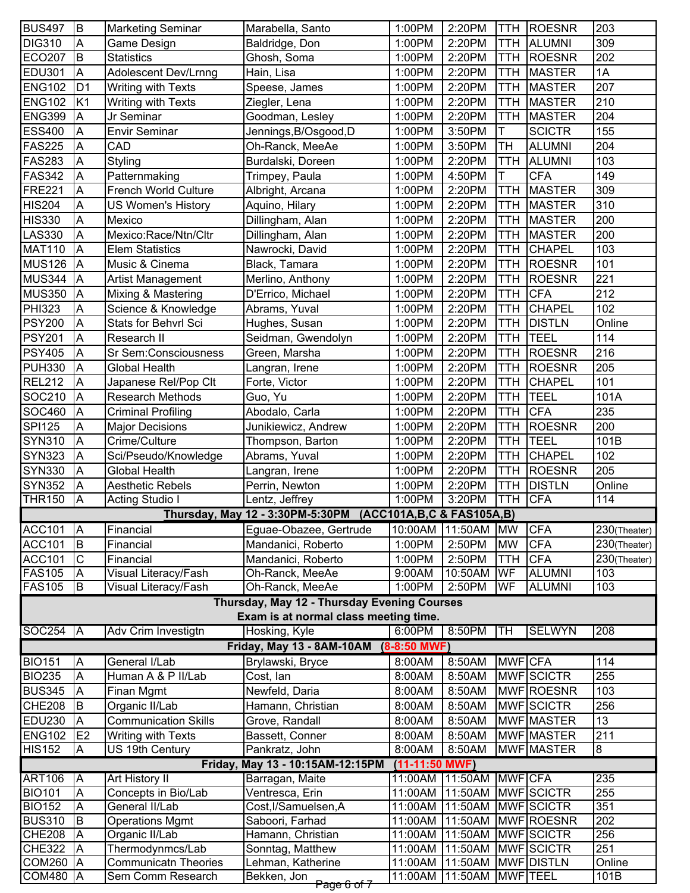| Course | Sec | Title | Instructor | Start | End | Days | Bldg | Room |
|---|---|---|---|---|---|---|---|---|
| BUS497 | B | Marketing Seminar | Marabella, Santo | 1:00PM | 2:20PM | TTH | ROESNR | 203 |
| DIG310 | A | Game Design | Baldridge, Don | 1:00PM | 2:20PM | TTH | ALUMNI | 309 |
| ECO207 | B | Statistics | Ghosh, Soma | 1:00PM | 2:20PM | TTH | ROESNR | 202 |
| EDU301 | A | Adolescent Dev/Lrnng | Hain, Lisa | 1:00PM | 2:20PM | TTH | MASTER | 1A |
| ENG102 | D1 | Writing with Texts | Speese, James | 1:00PM | 2:20PM | TTH | MASTER | 207 |
| ENG102 | K1 | Writing with Texts | Ziegler, Lena | 1:00PM | 2:20PM | TTH | MASTER | 210 |
| ENG399 | A | Jr Seminar | Goodman, Lesley | 1:00PM | 2:20PM | TTH | MASTER | 204 |
| ESS400 | A | Envir Seminar | Jennings,B/Osgood,D | 1:00PM | 3:50PM | T | SCICTR | 155 |
| FAS225 | A | CAD | Oh-Ranck, MeeAe | 1:00PM | 3:50PM | TH | ALUMNI | 204 |
| FAS283 | A | Styling | Burdalski, Doreen | 1:00PM | 2:20PM | TTH | ALUMNI | 103 |
| FAS342 | A | Patternmaking | Trimpey, Paula | 1:00PM | 4:50PM | T | CFA | 149 |
| FRE221 | A | French World Culture | Albright, Arcana | 1:00PM | 2:20PM | TTH | MASTER | 309 |
| HIS204 | A | US Women's History | Aquino, Hilary | 1:00PM | 2:20PM | TTH | MASTER | 310 |
| HIS330 | A | Mexico | Dillingham, Alan | 1:00PM | 2:20PM | TTH | MASTER | 200 |
| LAS330 | A | Mexico:Race/Ntn/Cltr | Dillingham, Alan | 1:00PM | 2:20PM | TTH | MASTER | 200 |
| MAT110 | A | Elem Statistics | Nawrocki, David | 1:00PM | 2:20PM | TTH | CHAPEL | 103 |
| MUS126 | A | Music & Cinema | Black, Tamara | 1:00PM | 2:20PM | TTH | ROESNR | 101 |
| MUS344 | A | Artist Management | Merlino, Anthony | 1:00PM | 2:20PM | TTH | ROESNR | 221 |
| MUS350 | A | Mixing & Mastering | D'Errico, Michael | 1:00PM | 2:20PM | TTH | CFA | 212 |
| PHI323 | A | Science & Knowledge | Abrams, Yuval | 1:00PM | 2:20PM | TTH | CHAPEL | 102 |
| PSY200 | A | Stats for Behvrl Sci | Hughes, Susan | 1:00PM | 2:20PM | TTH | DISTLN | Online |
| PSY201 | A | Research II | Seidman, Gwendolyn | 1:00PM | 2:20PM | TTH | TEEL | 114 |
| PSY405 | A | Sr Sem:Consciousness | Green, Marsha | 1:00PM | 2:20PM | TTH | ROESNR | 216 |
| PUH330 | A | Global Health | Langran, Irene | 1:00PM | 2:20PM | TTH | ROESNR | 205 |
| REL212 | A | Japanese Rel/Pop Clt | Forte, Victor | 1:00PM | 2:20PM | TTH | CHAPEL | 101 |
| SOC210 | A | Research Methods | Guo, Yu | 1:00PM | 2:20PM | TTH | TEEL | 101A |
| SOC460 | A | Criminal Profiling | Abodalo, Carla | 1:00PM | 2:20PM | TTH | CFA | 235 |
| SPI125 | A | Major Decisions | Junikiewicz, Andrew | 1:00PM | 2:20PM | TTH | ROESNR | 200 |
| SYN310 | A | Crime/Culture | Thompson, Barton | 1:00PM | 2:20PM | TTH | TEEL | 101B |
| SYN323 | A | Sci/Pseudo/Knowledge | Abrams, Yuval | 1:00PM | 2:20PM | TTH | CHAPEL | 102 |
| SYN330 | A | Global Health | Langran, Irene | 1:00PM | 2:20PM | TTH | ROESNR | 205 |
| SYN352 | A | Aesthetic Rebels | Perrin, Newton | 1:00PM | 2:20PM | TTH | DISTLN | Online |
| THR150 | A | Acting Studio I | Lentz, Jeffrey | 1:00PM | 3:20PM | TTH | CFA | 114 |
| **Thursday, May 12 - 3:30PM-5:30PM (ACC101A,B,C & FAS105A,B)** | | | | | | | | |
| ACC101 | A | Financial | Eguae-Obazee, Gertrude | 10:00AM | 11:50AM | MW | CFA | 230(Theater) |
| ACC101 | B | Financial | Mandanici, Roberto | 1:00PM | 2:50PM | MW | CFA | 230(Theater) |
| ACC101 | C | Financial | Mandanici, Roberto | 1:00PM | 2:50PM | TTH | CFA | 230(Theater) |
| FAS105 | A | Visual Literacy/Fash | Oh-Ranck, MeeAe | 9:00AM | 10:50AM | WF | ALUMNI | 103 |
| FAS105 | B | Visual Literacy/Fash | Oh-Ranck, MeeAe | 1:00PM | 2:50PM | WF | ALUMNI | 103 |
| **Thursday, May 12 - Thursday Evening Courses. Exam is at normal class meeting time.** | | | | | | | | |
| SOC254 | A | Adv Crim Investigtn | Hosking, Kyle | 6:00PM | 8:50PM | TH | SELWYN | 208 |
| **Friday, May 13 - 8AM-10AM (8-8:50 MWF)** | | | | | | | | |
| BIO151 | A | General I/Lab | Brylawski, Bryce | 8:00AM | 8:50AM | MWF | CFA | 114 |
| BIO235 | A | Human A & P II/Lab | Cost, Ian | 8:00AM | 8:50AM | MWF | SCICTR | 255 |
| BUS345 | A | Finan Mgmt | Newfeld, Daria | 8:00AM | 8:50AM | MWF | ROESNR | 103 |
| CHE208 | B | Organic II/Lab | Hamann, Christian | 8:00AM | 8:50AM | MWF | SCICTR | 256 |
| EDU230 | A | Communication Skills | Grove, Randall | 8:00AM | 8:50AM | MWF | MASTER | 13 |
| ENG102 | E2 | Writing with Texts | Bassett, Conner | 8:00AM | 8:50AM | MWF | MASTER | 211 |
| HIS152 | A | US 19th Century | Pankratz, John | 8:00AM | 8:50AM | MWF | MASTER | 8 |
| **Friday, May 13 - 10:15AM-12:15PM (11-11:50 MWF)** | | | | | | | | |
| ART106 | A | Art History II | Barragan, Maite | 11:00AM | 11:50AM | MWF | CFA | 235 |
| BIO101 | A | Concepts in Bio/Lab | Ventresca, Erin | 11:00AM | 11:50AM | MWF | SCICTR | 255 |
| BIO152 | A | General II/Lab | Cost,I/Samuelsen,A | 11:00AM | 11:50AM | MWF | SCICTR | 351 |
| BUS310 | B | Operations Mgmt | Saboori, Farhad | 11:00AM | 11:50AM | MWF | ROESNR | 202 |
| CHE208 | A | Organic II/Lab | Hamann, Christian | 11:00AM | 11:50AM | MWF | SCICTR | 256 |
| CHE322 | A | Thermodynmcs/Lab | Sonntag, Matthew | 11:00AM | 11:50AM | MWF | SCICTR | 251 |
| COM260 | A | Communicatn Theories | Lehman, Katherine | 11:00AM | 11:50AM | MWF | DISTLN | Online |
| COM480 | A | Sem Comm Research | Bekken, Jon | 11:00AM | 11:50AM | MWF | TEEL | 101B |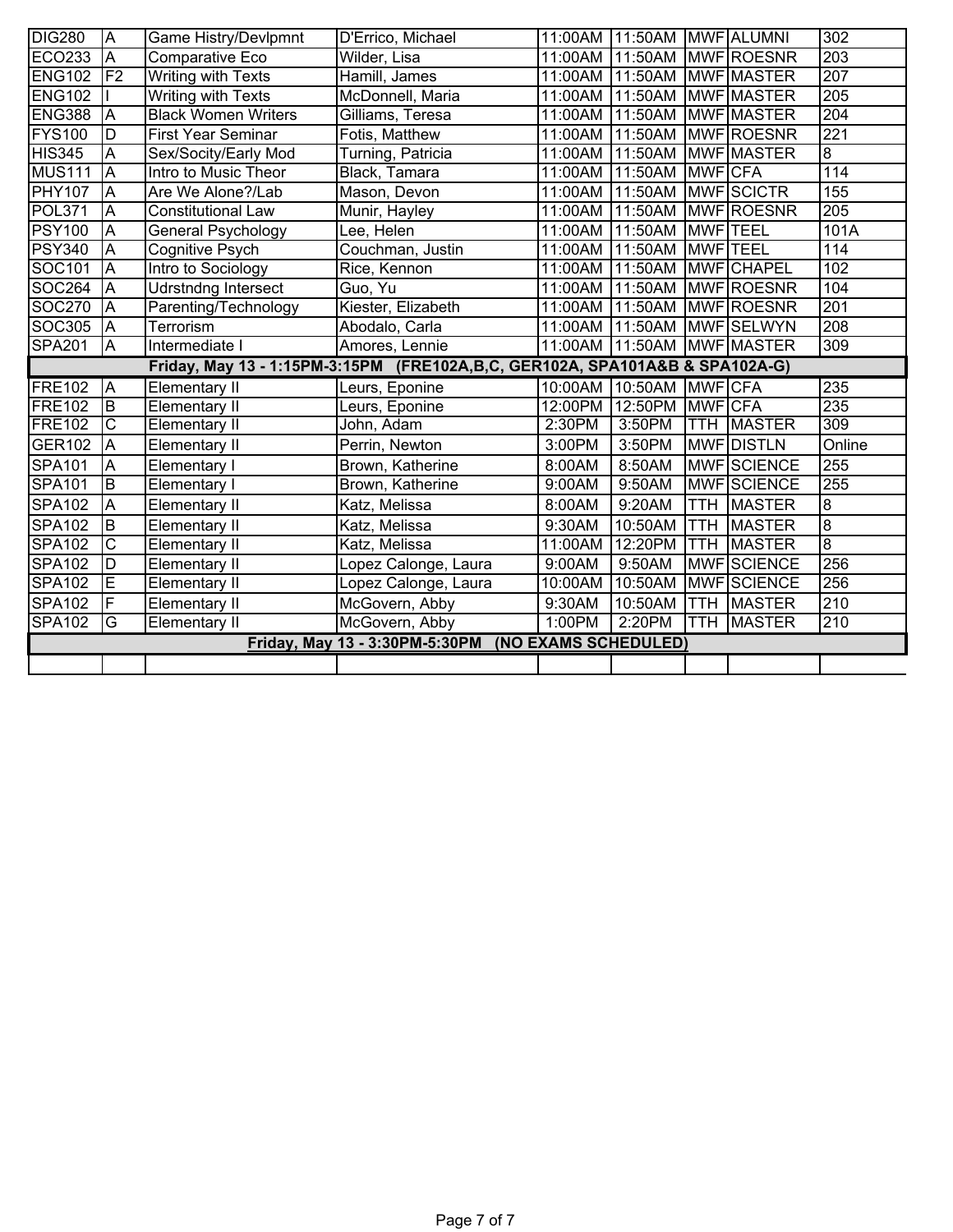| | | | | | | | | |
|---|---|---|---|---|---|---|---|---|
| DIG280 | A | Game Histry/Devlpmnt | D'Errico, Michael | 11:00AM | 11:50AM | MWF | ALUMNI | 302 |
| ECO233 | A | Comparative Eco | Wilder, Lisa | 11:00AM | 11:50AM | MWF | ROESNR | 203 |
| ENG102 | F2 | Writing with Texts | Hamill, James | 11:00AM | 11:50AM | MWF | MASTER | 207 |
| ENG102 | I | Writing with Texts | McDonnell, Maria | 11:00AM | 11:50AM | MWF | MASTER | 205 |
| ENG388 | A | Black Women Writers | Gilliams, Teresa | 11:00AM | 11:50AM | MWF | MASTER | 204 |
| FYS100 | D | First Year Seminar | Fotis, Matthew | 11:00AM | 11:50AM | MWF | ROESNR | 221 |
| HIS345 | A | Sex/Socity/Early Mod | Turning, Patricia | 11:00AM | 11:50AM | MWF | MASTER | 8 |
| MUS111 | A | Intro to Music Theor | Black, Tamara | 11:00AM | 11:50AM | MWF | CFA | 114 |
| PHY107 | A | Are We Alone?/Lab | Mason, Devon | 11:00AM | 11:50AM | MWF | SCICTR | 155 |
| POL371 | A | Constitutional Law | Munir, Hayley | 11:00AM | 11:50AM | MWF | ROESNR | 205 |
| PSY100 | A | General Psychology | Lee, Helen | 11:00AM | 11:50AM | MWF | TEEL | 101A |
| PSY340 | A | Cognitive Psych | Couchman, Justin | 11:00AM | 11:50AM | MWF | TEEL | 114 |
| SOC101 | A | Intro to Sociology | Rice, Kennon | 11:00AM | 11:50AM | MWF | CHAPEL | 102 |
| SOC264 | A | Udrstndng Intersect | Guo, Yu | 11:00AM | 11:50AM | MWF | ROESNR | 104 |
| SOC270 | A | Parenting/Technology | Kiester, Elizabeth | 11:00AM | 11:50AM | MWF | ROESNR | 201 |
| SOC305 | A | Terrorism | Abodalo, Carla | 11:00AM | 11:50AM | MWF | SELWYN | 208 |
| SPA201 | A | Intermediate I | Amores, Lennie | 11:00AM | 11:50AM | MWF | MASTER | 309 |
| **Friday, May 13 - 1:15PM-3:15PM (FRE102A,B,C, GER102A, SPA101A&B & SPA102A-G)** | | | | | | | | |
| FRE102 | A | Elementary II | Leurs, Eponine | 10:00AM | 10:50AM | MWF | CFA | 235 |
| FRE102 | B | Elementary II | Leurs, Eponine | 12:00PM | 12:50PM | MWF | CFA | 235 |
| FRE102 | C | Elementary II | John, Adam | 2:30PM | 3:50PM | TTH | MASTER | 309 |
| GER102 | A | Elementary II | Perrin, Newton | 3:00PM | 3:50PM | MWF | DISTLN | Online |
| SPA101 | A | Elementary I | Brown, Katherine | 8:00AM | 8:50AM | MWF | SCIENCE | 255 |
| SPA101 | B | Elementary I | Brown, Katherine | 9:00AM | 9:50AM | MWF | SCIENCE | 255 |
| SPA102 | A | Elementary II | Katz, Melissa | 8:00AM | 9:20AM | TTH | MASTER | 8 |
| SPA102 | B | Elementary II | Katz, Melissa | 9:30AM | 10:50AM | TTH | MASTER | 8 |
| SPA102 | C | Elementary II | Katz, Melissa | 11:00AM | 12:20PM | TTH | MASTER | 8 |
| SPA102 | D | Elementary II | Lopez Calonge, Laura | 9:00AM | 9:50AM | MWF | SCIENCE | 256 |
| SPA102 | E | Elementary II | Lopez Calonge, Laura | 10:00AM | 10:50AM | MWF | SCIENCE | 256 |
| SPA102 | F | Elementary II | McGovern, Abby | 9:30AM | 10:50AM | TTH | MASTER | 210 |
| SPA102 | G | Elementary II | McGovern, Abby | 1:00PM | 2:20PM | TTH | MASTER | 210 |
| **Friday, May 13 - 3:30PM-5:30PM (NO EXAMS SCHEDULED)** | | | | | | | | |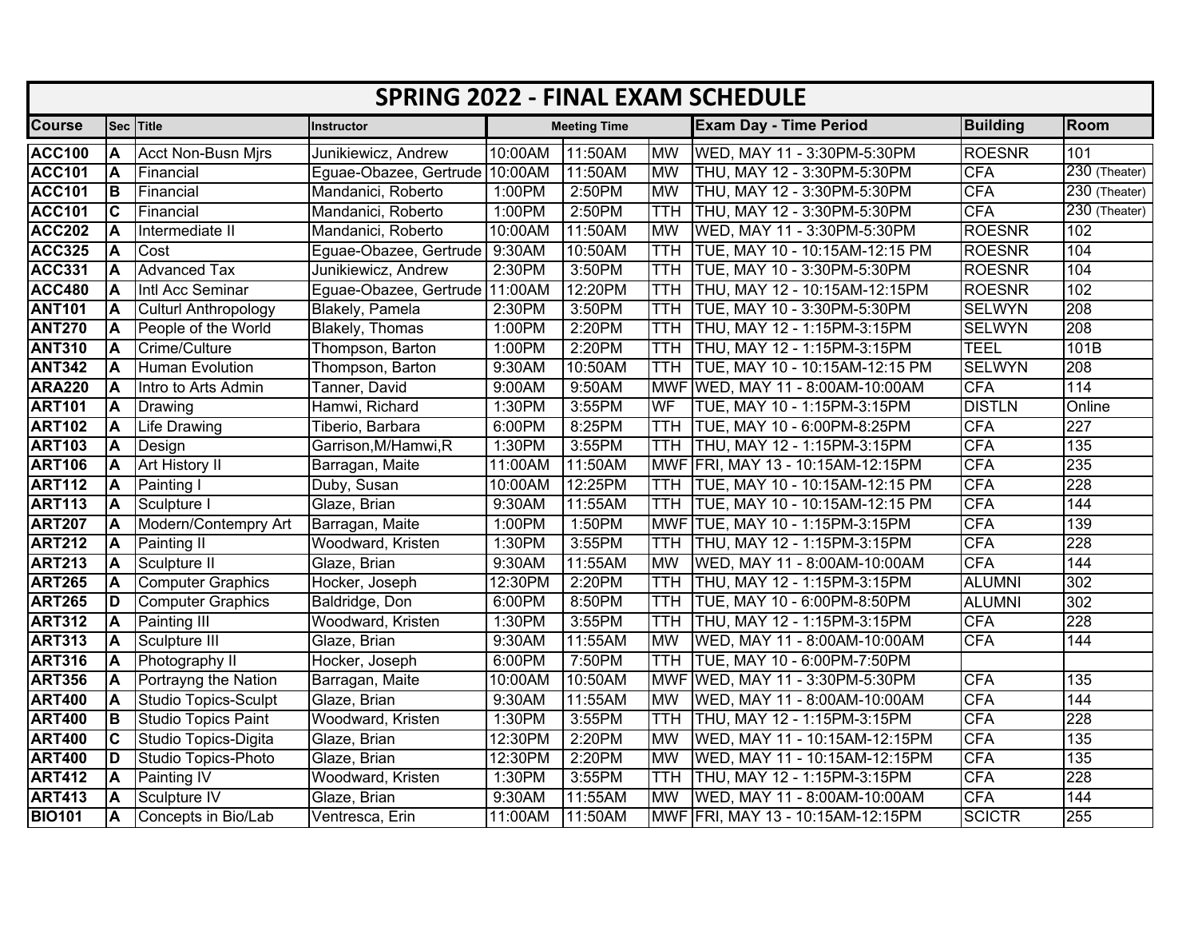# SPRING 2022 - FINAL EXAM SCHEDULE

| Course | Sec | Title | Instructor | Meeting Time | | | Exam Day - Time Period | Building | Room |
|---|---|---|---|---|---|---|---|---|---|
| **ACC100** | **A** | Acct Non-Busn Mjrs | Junikiewicz, Andrew | 10:00AM | 11:50AM | MW | WED, MAY 11 - 3:30PM-5:30PM | ROESNR | 101 |
| **ACC101** | **A** | Financial | Eguae-Obazee, Gertrude | 10:00AM | 11:50AM | MW | THU, MAY 12 - 3:30PM-5:30PM | CFA | 230 (Theater) |
| **ACC101** | **B** | Financial | Mandanici, Roberto | 1:00PM | 2:50PM | MW | THU, MAY 12 - 3:30PM-5:30PM | CFA | 230 (Theater) |
| **ACC101** | **C** | Financial | Mandanici, Roberto | 1:00PM | 2:50PM | TTH | THU, MAY 12 - 3:30PM-5:30PM | CFA | 230 (Theater) |
| **ACC202** | **A** | Intermediate II | Mandanici, Roberto | 10:00AM | 11:50AM | MW | WED, MAY 11 - 3:30PM-5:30PM | ROESNR | 102 |
| **ACC325** | **A** | Cost | Eguae-Obazee, Gertrude | 9:30AM | 10:50AM | TTH | TUE, MAY 10 - 10:15AM-12:15 PM | ROESNR | 104 |
| **ACC331** | **A** | Advanced Tax | Junikiewicz, Andrew | 2:30PM | 3:50PM | TTH | TUE, MAY 10 - 3:30PM-5:30PM | ROESNR | 104 |
| **ACC480** | **A** | Intl Acc Seminar | Eguae-Obazee, Gertrude | 11:00AM | 12:20PM | TTH | THU, MAY 12 - 10:15AM-12:15PM | ROESNR | 102 |
| **ANT101** | **A** | Culturl Anthropology | Blakely, Pamela | 2:30PM | 3:50PM | TTH | TUE, MAY 10 - 3:30PM-5:30PM | SELWYN | 208 |
| **ANT270** | **A** | People of the World | Blakely, Thomas | 1:00PM | 2:20PM | TTH | THU, MAY 12 - 1:15PM-3:15PM | SELWYN | 208 |
| **ANT310** | **A** | Crime/Culture | Thompson, Barton | 1:00PM | 2:20PM | TTH | THU, MAY 12 - 1:15PM-3:15PM | TEEL | 101B |
| **ANT342** | **A** | Human Evolution | Thompson, Barton | 9:30AM | 10:50AM | TTH | TUE, MAY 10 - 10:15AM-12:15 PM | SELWYN | 208 |
| **ARA220** | **A** | Intro to Arts Admin | Tanner, David | 9:00AM | 9:50AM | MWF | WED, MAY 11 - 8:00AM-10:00AM | CFA | 114 |
| **ART101** | **A** | Drawing | Hamwi, Richard | 1:30PM | 3:55PM | WF | TUE, MAY 10 - 1:15PM-3:15PM | DISTLN | Online |
| **ART102** | **A** | Life Drawing | Tiberio, Barbara | 6:00PM | 8:25PM | TTH | TUE, MAY 10 - 6:00PM-8:25PM | CFA | 227 |
| **ART103** | **A** | Design | Garrison,M/Hamwi,R | 1:30PM | 3:55PM | TTH | THU, MAY 12 - 1:15PM-3:15PM | CFA | 135 |
| **ART106** | **A** | Art History II | Barragan, Maite | 11:00AM | 11:50AM | MWF | FRI, MAY 13 - 10:15AM-12:15PM | CFA | 235 |
| **ART112** | **A** | Painting I | Duby, Susan | 10:00AM | 12:25PM | TTH | TUE, MAY 10 - 10:15AM-12:15 PM | CFA | 228 |
| **ART113** | **A** | Sculpture I | Glaze, Brian | 9:30AM | 11:55AM | TTH | TUE, MAY 10 - 10:15AM-12:15 PM | CFA | 144 |
| **ART207** | **A** | Modern/Contempry Art | Barragan, Maite | 1:00PM | 1:50PM | MWF | TUE, MAY 10 - 1:15PM-3:15PM | CFA | 139 |
| **ART212** | **A** | Painting II | Woodward, Kristen | 1:30PM | 3:55PM | TTH | THU, MAY 12 - 1:15PM-3:15PM | CFA | 228 |
| **ART213** | **A** | Sculpture II | Glaze, Brian | 9:30AM | 11:55AM | MW | WED, MAY 11 - 8:00AM-10:00AM | CFA | 144 |
| **ART265** | **A** | Computer Graphics | Hocker, Joseph | 12:30PM | 2:20PM | TTH | THU, MAY 12 - 1:15PM-3:15PM | ALUMNI | 302 |
| **ART265** | **D** | Computer Graphics | Baldridge, Don | 6:00PM | 8:50PM | TTH | TUE, MAY 10 - 6:00PM-8:50PM | ALUMNI | 302 |
| **ART312** | **A** | Painting III | Woodward, Kristen | 1:30PM | 3:55PM | TTH | THU, MAY 12 - 1:15PM-3:15PM | CFA | 228 |
| **ART313** | **A** | Sculpture III | Glaze, Brian | 9:30AM | 11:55AM | MW | WED, MAY 11 - 8:00AM-10:00AM | CFA | 144 |
| **ART316** | **A** | Photography II | Hocker, Joseph | 6:00PM | 7:50PM | TTH | TUE, MAY 10 - 6:00PM-7:50PM | | |
| **ART356** | **A** | Portrayng the Nation | Barragan, Maite | 10:00AM | 10:50AM | MWF | WED, MAY 11 - 3:30PM-5:30PM | CFA | 135 |
| **ART400** | **A** | Studio Topics-Sculpt | Glaze, Brian | 9:30AM | 11:55AM | MW | WED, MAY 11 - 8:00AM-10:00AM | CFA | 144 |
| **ART400** | **B** | Studio Topics Paint | Woodward, Kristen | 1:30PM | 3:55PM | TTH | THU, MAY 12 - 1:15PM-3:15PM | CFA | 228 |
| **ART400** | **C** | Studio Topics-Digita | Glaze, Brian | 12:30PM | 2:20PM | MW | WED, MAY 11 - 10:15AM-12:15PM | CFA | 135 |
| **ART400** | **D** | Studio Topics-Photo | Glaze, Brian | 12:30PM | 2:20PM | MW | WED, MAY 11 - 10:15AM-12:15PM | CFA | 135 |
| **ART412** | **A** | Painting IV | Woodward, Kristen | 1:30PM | 3:55PM | TTH | THU, MAY 12 - 1:15PM-3:15PM | CFA | 228 |
| **ART413** | **A** | Sculpture IV | Glaze, Brian | 9:30AM | 11:55AM | MW | WED, MAY 11 - 8:00AM-10:00AM | CFA | 144 |
| **BIO101** | **A** | Concepts in Bio/Lab | Ventresca, Erin | 11:00AM | 11:50AM | MWF | FRI, MAY 13 - 10:15AM-12:15PM | SCICTR | 255 |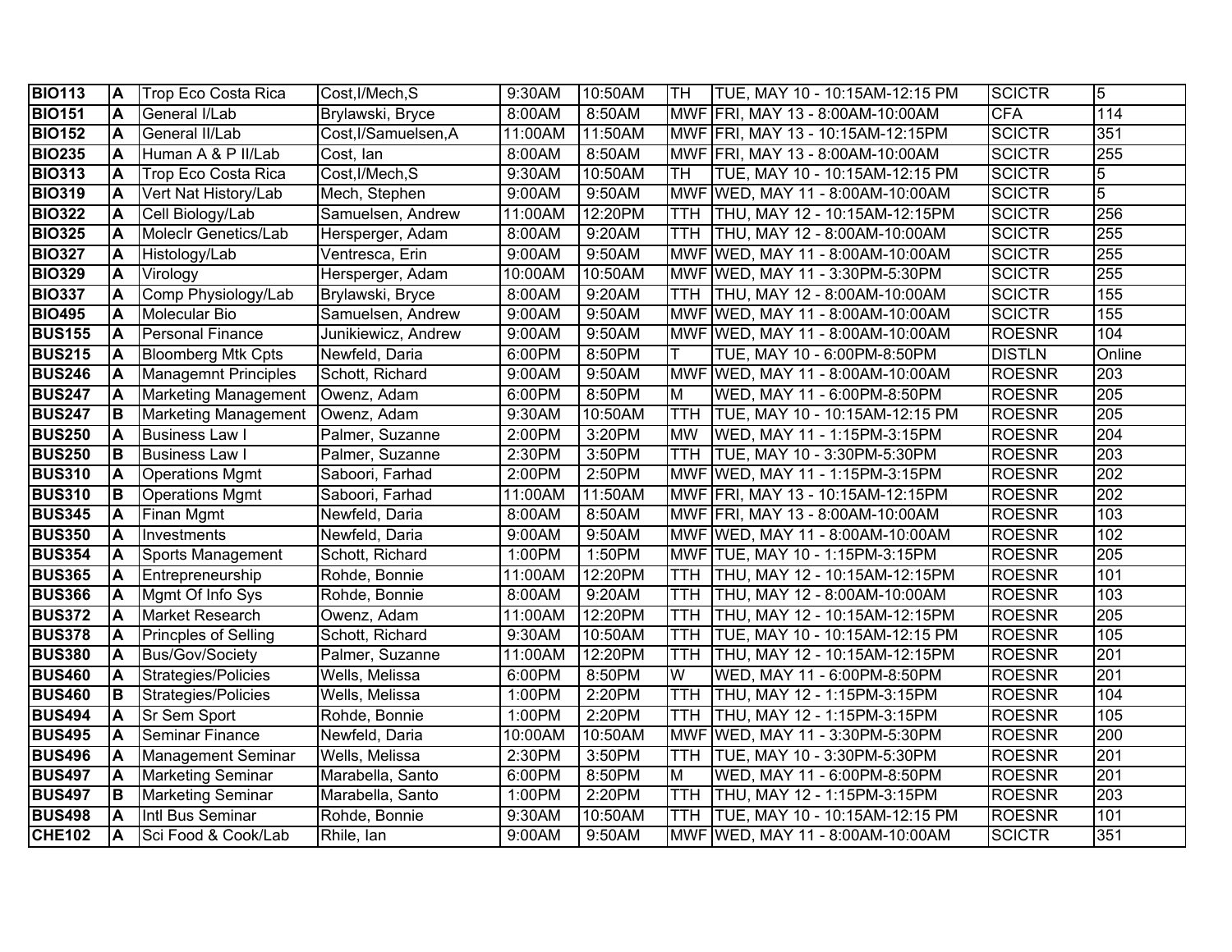| BIO113 | A | Trop Eco Costa Rica | Cost,I/Mech,S | 9:30AM | 10:50AM | TH | TUE, MAY 10 - 10:15AM-12:15 PM | SCICTR | 5 |
|---|---|---|---|---|---|---|---|---|---|
| BIO151 | A | General I/Lab | Brylawski, Bryce | 8:00AM | 8:50AM | MWF | FRI, MAY 13 - 8:00AM-10:00AM | CFA | 114 |
| BIO152 | A | General II/Lab | Cost,I/Samuelsen,A | 11:00AM | 11:50AM | MWF | FRI, MAY 13 - 10:15AM-12:15PM | SCICTR | 351 |
| BIO235 | A | Human A & P II/Lab | Cost, Ian | 8:00AM | 8:50AM | MWF | FRI, MAY 13 - 8:00AM-10:00AM | SCICTR | 255 |
| BIO313 | A | Trop Eco Costa Rica | Cost,I/Mech,S | 9:30AM | 10:50AM | TH | TUE, MAY 10 - 10:15AM-12:15 PM | SCICTR | 5 |
| BIO319 | A | Vert Nat History/Lab | Mech, Stephen | 9:00AM | 9:50AM | MWF | WED, MAY 11 - 8:00AM-10:00AM | SCICTR | 5 |
| BIO322 | A | Cell Biology/Lab | Samuelsen, Andrew | 11:00AM | 12:20PM | TTH | THU, MAY 12 - 10:15AM-12:15PM | SCICTR | 256 |
| BIO325 | A | Moleclr Genetics/Lab | Hersperger, Adam | 8:00AM | 9:20AM | TTH | THU, MAY 12 - 8:00AM-10:00AM | SCICTR | 255 |
| BIO327 | A | Histology/Lab | Ventresca, Erin | 9:00AM | 9:50AM | MWF | WED, MAY 11 - 8:00AM-10:00AM | SCICTR | 255 |
| BIO329 | A | Virology | Hersperger, Adam | 10:00AM | 10:50AM | MWF | WED, MAY 11 - 3:30PM-5:30PM | SCICTR | 255 |
| BIO337 | A | Comp Physiology/Lab | Brylawski, Bryce | 8:00AM | 9:20AM | TTH | THU, MAY 12 - 8:00AM-10:00AM | SCICTR | 155 |
| BIO495 | A | Molecular Bio | Samuelsen, Andrew | 9:00AM | 9:50AM | MWF | WED, MAY 11 - 8:00AM-10:00AM | SCICTR | 155 |
| BUS155 | A | Personal Finance | Junikiewicz, Andrew | 9:00AM | 9:50AM | MWF | WED, MAY 11 - 8:00AM-10:00AM | ROESNR | 104 |
| BUS215 | A | Bloomberg Mtk Cpts | Newfeld, Daria | 6:00PM | 8:50PM | T | TUE, MAY 10 - 6:00PM-8:50PM | DISTLN | Online |
| BUS246 | A | Managemnt Principles | Schott, Richard | 9:00AM | 9:50AM | MWF | WED, MAY 11 - 8:00AM-10:00AM | ROESNR | 203 |
| BUS247 | A | Marketing Management | Owenz, Adam | 6:00PM | 8:50PM | M | WED, MAY 11 - 6:00PM-8:50PM | ROESNR | 205 |
| BUS247 | B | Marketing Management | Owenz, Adam | 9:30AM | 10:50AM | TTH | TUE, MAY 10 - 10:15AM-12:15 PM | ROESNR | 205 |
| BUS250 | A | Business Law I | Palmer, Suzanne | 2:00PM | 3:20PM | MW | WED, MAY 11 - 1:15PM-3:15PM | ROESNR | 204 |
| BUS250 | B | Business Law I | Palmer, Suzanne | 2:30PM | 3:50PM | TTH | TUE, MAY 10 - 3:30PM-5:30PM | ROESNR | 203 |
| BUS310 | A | Operations Mgmt | Saboori, Farhad | 2:00PM | 2:50PM | MWF | WED, MAY 11 - 1:15PM-3:15PM | ROESNR | 202 |
| BUS310 | B | Operations Mgmt | Saboori, Farhad | 11:00AM | 11:50AM | MWF | FRI, MAY 13 - 10:15AM-12:15PM | ROESNR | 202 |
| BUS345 | A | Finan Mgmt | Newfeld, Daria | 8:00AM | 8:50AM | MWF | FRI, MAY 13 - 8:00AM-10:00AM | ROESNR | 103 |
| BUS350 | A | Investments | Newfeld, Daria | 9:00AM | 9:50AM | MWF | WED, MAY 11 - 8:00AM-10:00AM | ROESNR | 102 |
| BUS354 | A | Sports Management | Schott, Richard | 1:00PM | 1:50PM | MWF | TUE, MAY 10 - 1:15PM-3:15PM | ROESNR | 205 |
| BUS365 | A | Entrepreneurship | Rohde, Bonnie | 11:00AM | 12:20PM | TTH | THU, MAY 12 - 10:15AM-12:15PM | ROESNR | 101 |
| BUS366 | A | Mgmt Of Info Sys | Rohde, Bonnie | 8:00AM | 9:20AM | TTH | THU, MAY 12 - 8:00AM-10:00AM | ROESNR | 103 |
| BUS372 | A | Market Research | Owenz, Adam | 11:00AM | 12:20PM | TTH | THU, MAY 12 - 10:15AM-12:15PM | ROESNR | 205 |
| BUS378 | A | Princples of Selling | Schott, Richard | 9:30AM | 10:50AM | TTH | TUE, MAY 10 - 10:15AM-12:15 PM | ROESNR | 105 |
| BUS380 | A | Bus/Gov/Society | Palmer, Suzanne | 11:00AM | 12:20PM | TTH | THU, MAY 12 - 10:15AM-12:15PM | ROESNR | 201 |
| BUS460 | A | Strategies/Policies | Wells, Melissa | 6:00PM | 8:50PM | W | WED, MAY 11 - 6:00PM-8:50PM | ROESNR | 201 |
| BUS460 | B | Strategies/Policies | Wells, Melissa | 1:00PM | 2:20PM | TTH | THU, MAY 12 - 1:15PM-3:15PM | ROESNR | 104 |
| BUS494 | A | Sr Sem Sport | Rohde, Bonnie | 1:00PM | 2:20PM | TTH | THU, MAY 12 - 1:15PM-3:15PM | ROESNR | 105 |
| BUS495 | A | Seminar Finance | Newfeld, Daria | 10:00AM | 10:50AM | MWF | WED, MAY 11 - 3:30PM-5:30PM | ROESNR | 200 |
| BUS496 | A | Management Seminar | Wells, Melissa | 2:30PM | 3:50PM | TTH | TUE, MAY 10 - 3:30PM-5:30PM | ROESNR | 201 |
| BUS497 | A | Marketing Seminar | Marabella, Santo | 6:00PM | 8:50PM | M | WED, MAY 11 - 6:00PM-8:50PM | ROESNR | 201 |
| BUS497 | B | Marketing Seminar | Marabella, Santo | 1:00PM | 2:20PM | TTH | THU, MAY 12 - 1:15PM-3:15PM | ROESNR | 203 |
| BUS498 | A | Intl Bus Seminar | Rohde, Bonnie | 9:30AM | 10:50AM | TTH | TUE, MAY 10 - 10:15AM-12:15 PM | ROESNR | 101 |
| CHE102 | A | Sci Food & Cook/Lab | Rhile, Ian | 9:00AM | 9:50AM | MWF | WED, MAY 11 - 8:00AM-10:00AM | SCICTR | 351 |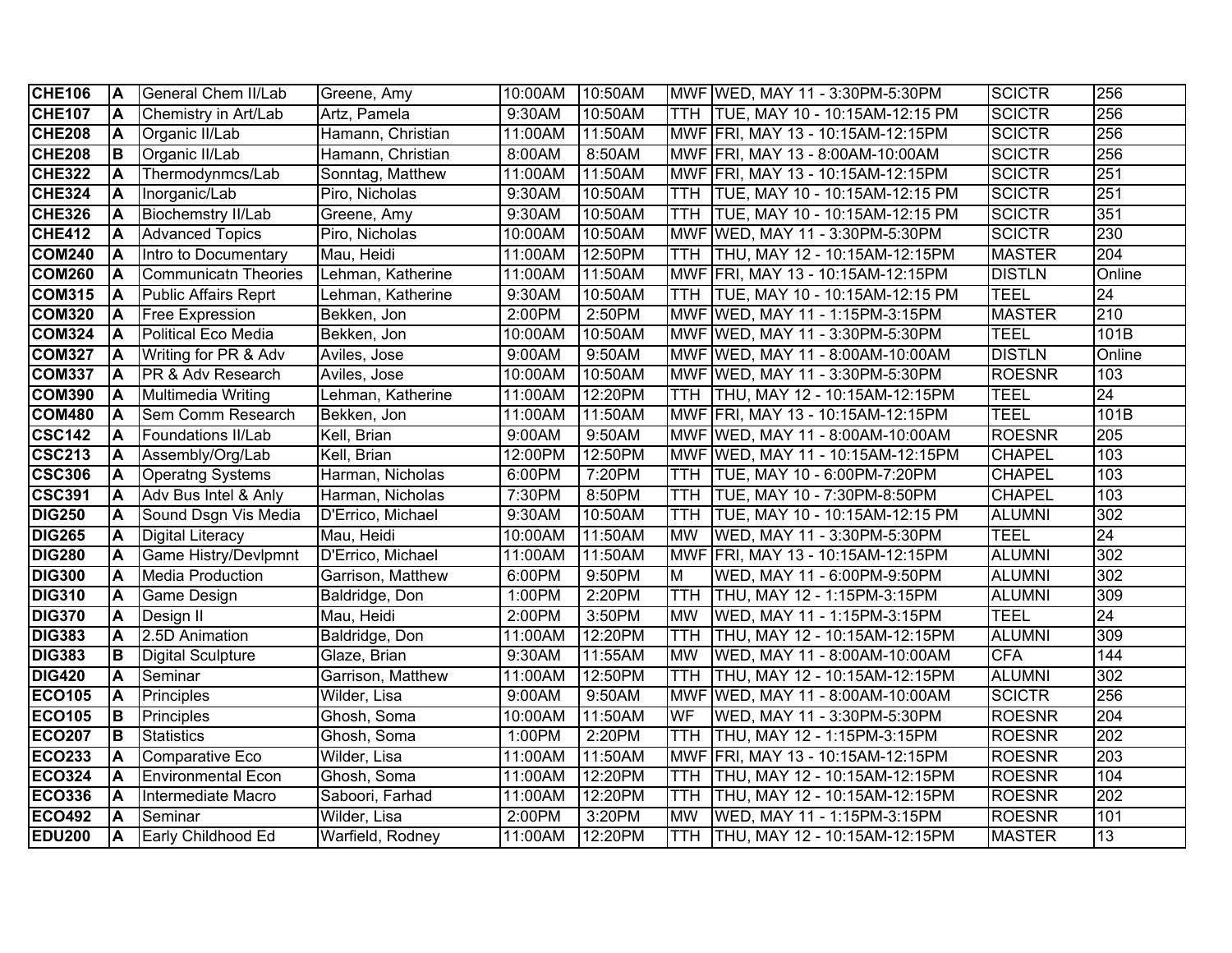| CHE106 | A | General Chem II/Lab | Greene, Amy | 10:00AM | 10:50AM | MWF | WED, MAY 11 - 3:30PM-5:30PM | SCICTR | 256 |
|---|---|---|---|---|---|---|---|---|---|
| CHE107 | A | Chemistry in Art/Lab | Artz, Pamela | 9:30AM | 10:50AM | TTH | TUE, MAY 10 - 10:15AM-12:15 PM | SCICTR | 256 |
| CHE208 | A | Organic II/Lab | Hamann, Christian | 11:00AM | 11:50AM | MWF | FRI, MAY 13 - 10:15AM-12:15PM | SCICTR | 256 |
| CHE208 | B | Organic II/Lab | Hamann, Christian | 8:00AM | 8:50AM | MWF | FRI, MAY 13 - 8:00AM-10:00AM | SCICTR | 256 |
| CHE322 | A | Thermodynmcs/Lab | Sonntag, Matthew | 11:00AM | 11:50AM | MWF | FRI, MAY 13 - 10:15AM-12:15PM | SCICTR | 251 |
| CHE324 | A | Inorganic/Lab | Piro, Nicholas | 9:30AM | 10:50AM | TTH | TUE, MAY 10 - 10:15AM-12:15 PM | SCICTR | 251 |
| CHE326 | A | Biochemstry II/Lab | Greene, Amy | 9:30AM | 10:50AM | TTH | TUE, MAY 10 - 10:15AM-12:15 PM | SCICTR | 351 |
| CHE412 | A | Advanced Topics | Piro, Nicholas | 10:00AM | 10:50AM | MWF | WED, MAY 11 - 3:30PM-5:30PM | SCICTR | 230 |
| COM240 | A | Intro to Documentary | Mau, Heidi | 11:00AM | 12:50PM | TTH | THU, MAY 12 - 10:15AM-12:15PM | MASTER | 204 |
| COM260 | A | Communicatn Theories | Lehman, Katherine | 11:00AM | 11:50AM | MWF | FRI, MAY 13 - 10:15AM-12:15PM | DISTLN | Online |
| COM315 | A | Public Affairs Reprt | Lehman, Katherine | 9:30AM | 10:50AM | TTH | TUE, MAY 10 - 10:15AM-12:15 PM | TEEL | 24 |
| COM320 | A | Free Expression | Bekken, Jon | 2:00PM | 2:50PM | MWF | WED, MAY 11 - 1:15PM-3:15PM | MASTER | 210 |
| COM324 | A | Political Eco Media | Bekken, Jon | 10:00AM | 10:50AM | MWF | WED, MAY 11 - 3:30PM-5:30PM | TEEL | 101B |
| COM327 | A | Writing for PR & Adv | Aviles, Jose | 9:00AM | 9:50AM | MWF | WED, MAY 11 - 8:00AM-10:00AM | DISTLN | Online |
| COM337 | A | PR & Adv Research | Aviles, Jose | 10:00AM | 10:50AM | MWF | WED, MAY 11 - 3:30PM-5:30PM | ROESNR | 103 |
| COM390 | A | Multimedia Writing | Lehman, Katherine | 11:00AM | 12:20PM | TTH | THU, MAY 12 - 10:15AM-12:15PM | TEEL | 24 |
| COM480 | A | Sem Comm Research | Bekken, Jon | 11:00AM | 11:50AM | MWF | FRI, MAY 13 - 10:15AM-12:15PM | TEEL | 101B |
| CSC142 | A | Foundations II/Lab | Kell, Brian | 9:00AM | 9:50AM | MWF | WED, MAY 11 - 8:00AM-10:00AM | ROESNR | 205 |
| CSC213 | A | Assembly/Org/Lab | Kell, Brian | 12:00PM | 12:50PM | MWF | WED, MAY 11 - 10:15AM-12:15PM | CHAPEL | 103 |
| CSC306 | A | Operatng Systems | Harman, Nicholas | 6:00PM | 7:20PM | TTH | TUE, MAY 10 - 6:00PM-7:20PM | CHAPEL | 103 |
| CSC391 | A | Adv Bus Intel & Anly | Harman, Nicholas | 7:30PM | 8:50PM | TTH | TUE, MAY 10 - 7:30PM-8:50PM | CHAPEL | 103 |
| DIG250 | A | Sound Dsgn Vis Media | D'Errico, Michael | 9:30AM | 10:50AM | TTH | TUE, MAY 10 - 10:15AM-12:15 PM | ALUMNI | 302 |
| DIG265 | A | Digital Literacy | Mau, Heidi | 10:00AM | 11:50AM | MW | WED, MAY 11 - 3:30PM-5:30PM | TEEL | 24 |
| DIG280 | A | Game Histry/Devlpmnt | D'Errico, Michael | 11:00AM | 11:50AM | MWF | FRI, MAY 13 - 10:15AM-12:15PM | ALUMNI | 302 |
| DIG300 | A | Media Production | Garrison, Matthew | 6:00PM | 9:50PM | M | WED, MAY 11 - 6:00PM-9:50PM | ALUMNI | 302 |
| DIG310 | A | Game Design | Baldridge, Don | 1:00PM | 2:20PM | TTH | THU, MAY 12 - 1:15PM-3:15PM | ALUMNI | 309 |
| DIG370 | A | Design II | Mau, Heidi | 2:00PM | 3:50PM | MW | WED, MAY 11 - 1:15PM-3:15PM | TEEL | 24 |
| DIG383 | A | 2.5D Animation | Baldridge, Don | 11:00AM | 12:20PM | TTH | THU, MAY 12 - 10:15AM-12:15PM | ALUMNI | 309 |
| DIG383 | B | Digital Sculpture | Glaze, Brian | 9:30AM | 11:55AM | MW | WED, MAY 11 - 8:00AM-10:00AM | CFA | 144 |
| DIG420 | A | Seminar | Garrison, Matthew | 11:00AM | 12:50PM | TTH | THU, MAY 12 - 10:15AM-12:15PM | ALUMNI | 302 |
| ECO105 | A | Principles | Wilder, Lisa | 9:00AM | 9:50AM | MWF | WED, MAY 11 - 8:00AM-10:00AM | SCICTR | 256 |
| ECO105 | B | Principles | Ghosh, Soma | 10:00AM | 11:50AM | WF | WED, MAY 11 - 3:30PM-5:30PM | ROESNR | 204 |
| ECO207 | B | Statistics | Ghosh, Soma | 1:00PM | 2:20PM | TTH | THU, MAY 12 - 1:15PM-3:15PM | ROESNR | 202 |
| ECO233 | A | Comparative Eco | Wilder, Lisa | 11:00AM | 11:50AM | MWF | FRI, MAY 13 - 10:15AM-12:15PM | ROESNR | 203 |
| ECO324 | A | Environmental Econ | Ghosh, Soma | 11:00AM | 12:20PM | TTH | THU, MAY 12 - 10:15AM-12:15PM | ROESNR | 104 |
| ECO336 | A | Intermediate Macro | Saboori, Farhad | 11:00AM | 12:20PM | TTH | THU, MAY 12 - 10:15AM-12:15PM | ROESNR | 202 |
| ECO492 | A | Seminar | Wilder, Lisa | 2:00PM | 3:20PM | MW | WED, MAY 11 - 1:15PM-3:15PM | ROESNR | 101 |
| EDU200 | A | Early Childhood Ed | Warfield, Rodney | 11:00AM | 12:20PM | TTH | THU, MAY 12 - 10:15AM-12:15PM | MASTER | 13 |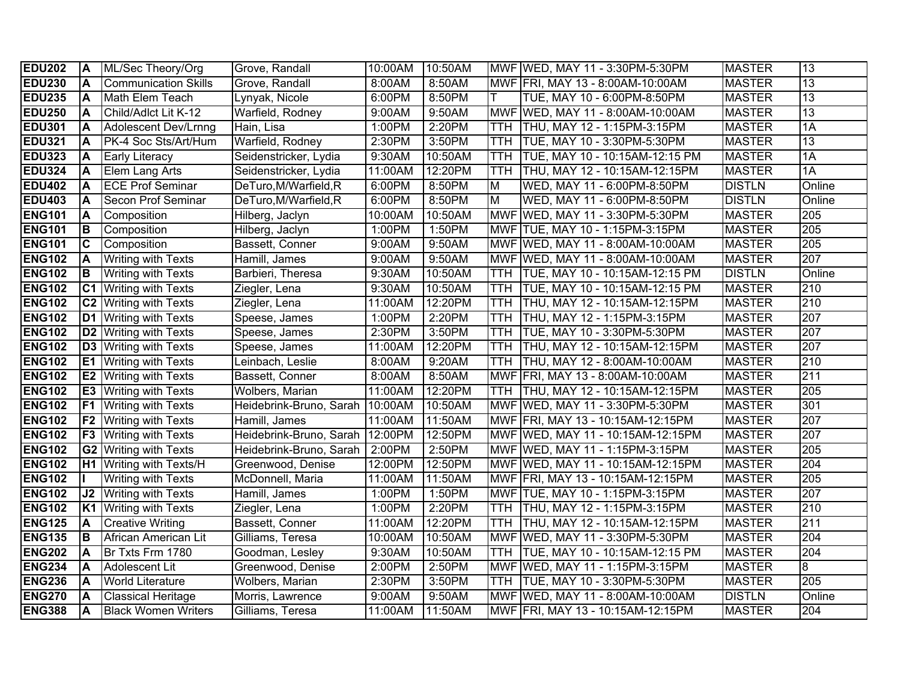| EDU202 | A | ML/Sec Theory/Org | Grove, Randall | 10:00AM | 10:50AM | MWF | WED, MAY 11 - 3:30PM-5:30PM | MASTER | 13 |
|---|---|---|---|---|---|---|---|---|---|
| EDU230 | A | Communication Skills | Grove, Randall | 8:00AM | 8:50AM | MWF | FRI, MAY 13 - 8:00AM-10:00AM | MASTER | 13 |
| EDU235 | A | Math Elem Teach | Lynyak, Nicole | 6:00PM | 8:50PM | T | TUE, MAY 10 - 6:00PM-8:50PM | MASTER | 13 |
| EDU250 | A | Child/Adlct Lit K-12 | Warfield, Rodney | 9:00AM | 9:50AM | MWF | WED, MAY 11 - 8:00AM-10:00AM | MASTER | 13 |
| EDU301 | A | Adolescent Dev/Lrnng | Hain, Lisa | 1:00PM | 2:20PM | TTH | THU, MAY 12 - 1:15PM-3:15PM | MASTER | 1A |
| EDU321 | A | PK-4 Soc Sts/Art/Hum | Warfield, Rodney | 2:30PM | 3:50PM | TTH | TUE, MAY 10 - 3:30PM-5:30PM | MASTER | 13 |
| EDU323 | A | Early Literacy | Seidenstricker, Lydia | 9:30AM | 10:50AM | TTH | TUE, MAY 10 - 10:15AM-12:15 PM | MASTER | 1A |
| EDU324 | A | Elem Lang Arts | Seidenstricker, Lydia | 11:00AM | 12:20PM | TTH | THU, MAY 12 - 10:15AM-12:15PM | MASTER | 1A |
| EDU402 | A | ECE Prof Seminar | DeTuro,M/Warfield,R | 6:00PM | 8:50PM | M | WED, MAY 11 - 6:00PM-8:50PM | DISTLN | Online |
| EDU403 | A | Secon Prof Seminar | DeTuro,M/Warfield,R | 6:00PM | 8:50PM | M | WED, MAY 11 - 6:00PM-8:50PM | DISTLN | Online |
| ENG101 | A | Composition | Hilberg, Jaclyn | 10:00AM | 10:50AM | MWF | WED, MAY 11 - 3:30PM-5:30PM | MASTER | 205 |
| ENG101 | B | Composition | Hilberg, Jaclyn | 1:00PM | 1:50PM | MWF | TUE, MAY 10 - 1:15PM-3:15PM | MASTER | 205 |
| ENG101 | C | Composition | Bassett, Conner | 9:00AM | 9:50AM | MWF | WED, MAY 11 - 8:00AM-10:00AM | MASTER | 205 |
| ENG102 | A | Writing with Texts | Hamill, James | 9:00AM | 9:50AM | MWF | WED, MAY 11 - 8:00AM-10:00AM | MASTER | 207 |
| ENG102 | B | Writing with Texts | Barbieri, Theresa | 9:30AM | 10:50AM | TTH | TUE, MAY 10 - 10:15AM-12:15 PM | DISTLN | Online |
| ENG102 | C1 | Writing with Texts | Ziegler, Lena | 9:30AM | 10:50AM | TTH | TUE, MAY 10 - 10:15AM-12:15 PM | MASTER | 210 |
| ENG102 | C2 | Writing with Texts | Ziegler, Lena | 11:00AM | 12:20PM | TTH | THU, MAY 12 - 10:15AM-12:15PM | MASTER | 210 |
| ENG102 | D1 | Writing with Texts | Speese, James | 1:00PM | 2:20PM | TTH | THU, MAY 12 - 1:15PM-3:15PM | MASTER | 207 |
| ENG102 | D2 | Writing with Texts | Speese, James | 2:30PM | 3:50PM | TTH | TUE, MAY 10 - 3:30PM-5:30PM | MASTER | 207 |
| ENG102 | D3 | Writing with Texts | Speese, James | 11:00AM | 12:20PM | TTH | THU, MAY 12 - 10:15AM-12:15PM | MASTER | 207 |
| ENG102 | E1 | Writing with Texts | Leinbach, Leslie | 8:00AM | 9:20AM | TTH | THU, MAY 12 - 8:00AM-10:00AM | MASTER | 210 |
| ENG102 | E2 | Writing with Texts | Bassett, Conner | 8:00AM | 8:50AM | MWF | FRI, MAY 13 - 8:00AM-10:00AM | MASTER | 211 |
| ENG102 | E3 | Writing with Texts | Wolbers, Marian | 11:00AM | 12:20PM | TTH | THU, MAY 12 - 10:15AM-12:15PM | MASTER | 205 |
| ENG102 | F1 | Writing with Texts | Heidebrink-Bruno, Sarah | 10:00AM | 10:50AM | MWF | WED, MAY 11 - 3:30PM-5:30PM | MASTER | 301 |
| ENG102 | F2 | Writing with Texts | Hamill, James | 11:00AM | 11:50AM | MWF | FRI, MAY 13 - 10:15AM-12:15PM | MASTER | 207 |
| ENG102 | F3 | Writing with Texts | Heidebrink-Bruno, Sarah | 12:00PM | 12:50PM | MWF | WED, MAY 11 - 10:15AM-12:15PM | MASTER | 207 |
| ENG102 | G2 | Writing with Texts | Heidebrink-Bruno, Sarah | 2:00PM | 2:50PM | MWF | WED, MAY 11 - 1:15PM-3:15PM | MASTER | 205 |
| ENG102 | H1 | Writing with Texts/H | Greenwood, Denise | 12:00PM | 12:50PM | MWF | WED, MAY 11 - 10:15AM-12:15PM | MASTER | 204 |
| ENG102 | I | Writing with Texts | McDonnell, Maria | 11:00AM | 11:50AM | MWF | FRI, MAY 13 - 10:15AM-12:15PM | MASTER | 205 |
| ENG102 | J2 | Writing with Texts | Hamill, James | 1:00PM | 1:50PM | MWF | TUE, MAY 10 - 1:15PM-3:15PM | MASTER | 207 |
| ENG102 | K1 | Writing with Texts | Ziegler, Lena | 1:00PM | 2:20PM | TTH | THU, MAY 12 - 1:15PM-3:15PM | MASTER | 210 |
| ENG125 | A | Creative Writing | Bassett, Conner | 11:00AM | 12:20PM | TTH | THU, MAY 12 - 10:15AM-12:15PM | MASTER | 211 |
| ENG135 | B | African American Lit | Gilliams, Teresa | 10:00AM | 10:50AM | MWF | WED, MAY 11 - 3:30PM-5:30PM | MASTER | 204 |
| ENG202 | A | Br Txts Frm 1780 | Goodman, Lesley | 9:30AM | 10:50AM | TTH | TUE, MAY 10 - 10:15AM-12:15 PM | MASTER | 204 |
| ENG234 | A | Adolescent Lit | Greenwood, Denise | 2:00PM | 2:50PM | MWF | WED, MAY 11 - 1:15PM-3:15PM | MASTER | 8 |
| ENG236 | A | World Literature | Wolbers, Marian | 2:30PM | 3:50PM | TTH | TUE, MAY 10 - 3:30PM-5:30PM | MASTER | 205 |
| ENG270 | A | Classical Heritage | Morris, Lawrence | 9:00AM | 9:50AM | MWF | WED, MAY 11 - 8:00AM-10:00AM | DISTLN | Online |
| ENG388 | A | Black Women Writers | Gilliams, Teresa | 11:00AM | 11:50AM | MWF | FRI, MAY 13 - 10:15AM-12:15PM | MASTER | 204 |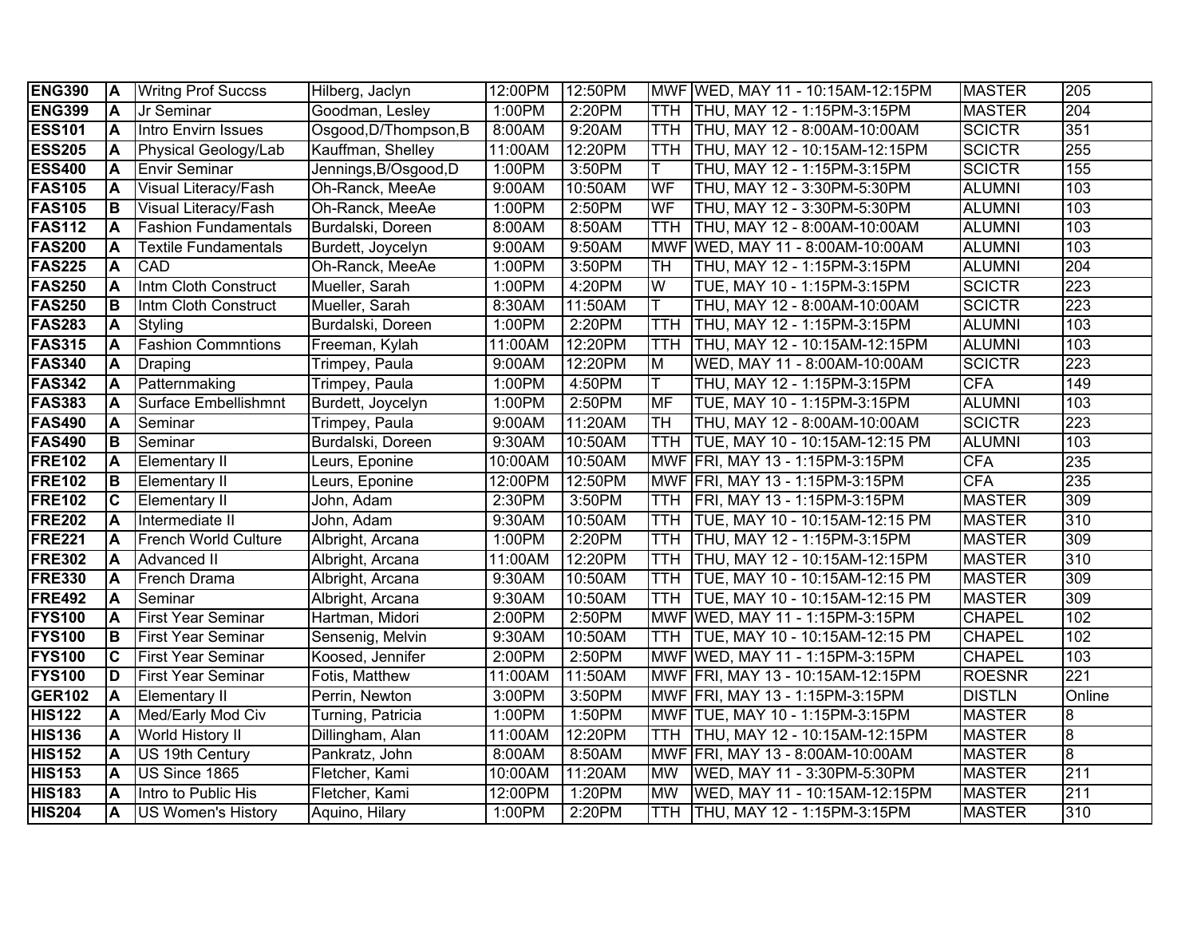| ENG390 | A | Writng Prof Succss | Hilberg, Jaclyn | 12:00PM | 12:50PM | MWF | WED, MAY 11 - 10:15AM-12:15PM | MASTER | 205 |
|---|---|---|---|---|---|---|---|---|---|
| ENG399 | A | Jr Seminar | Goodman, Lesley | 1:00PM | 2:20PM | TTH | THU, MAY 12 - 1:15PM-3:15PM | MASTER | 204 |
| ESS101 | A | Intro Envirn Issues | Osgood,D/Thompson,B | 8:00AM | 9:20AM | TTH | THU, MAY 12 - 8:00AM-10:00AM | SCICTR | 351 |
| ESS205 | A | Physical Geology/Lab | Kauffman, Shelley | 11:00AM | 12:20PM | TTH | THU, MAY 12 - 10:15AM-12:15PM | SCICTR | 255 |
| ESS400 | A | Envir Seminar | Jennings,B/Osgood,D | 1:00PM | 3:50PM | T | THU, MAY 12 - 1:15PM-3:15PM | SCICTR | 155 |
| FAS105 | A | Visual Literacy/Fash | Oh-Ranck, MeeAe | 9:00AM | 10:50AM | WF | THU, MAY 12 - 3:30PM-5:30PM | ALUMNI | 103 |
| FAS105 | B | Visual Literacy/Fash | Oh-Ranck, MeeAe | 1:00PM | 2:50PM | WF | THU, MAY 12 - 3:30PM-5:30PM | ALUMNI | 103 |
| FAS112 | A | Fashion Fundamentals | Burdalski, Doreen | 8:00AM | 8:50AM | TTH | THU, MAY 12 - 8:00AM-10:00AM | ALUMNI | 103 |
| FAS200 | A | Textile Fundamentals | Burdett, Joycelyn | 9:00AM | 9:50AM | MWF | WED, MAY 11 - 8:00AM-10:00AM | ALUMNI | 103 |
| FAS225 | A | CAD | Oh-Ranck, MeeAe | 1:00PM | 3:50PM | TH | THU, MAY 12 - 1:15PM-3:15PM | ALUMNI | 204 |
| FAS250 | A | Intm Cloth Construct | Mueller, Sarah | 1:00PM | 4:20PM | W | TUE, MAY 10 - 1:15PM-3:15PM | SCICTR | 223 |
| FAS250 | B | Intm Cloth Construct | Mueller, Sarah | 8:30AM | 11:50AM | T | THU, MAY 12 - 8:00AM-10:00AM | SCICTR | 223 |
| FAS283 | A | Styling | Burdalski, Doreen | 1:00PM | 2:20PM | TTH | THU, MAY 12 - 1:15PM-3:15PM | ALUMNI | 103 |
| FAS315 | A | Fashion Commntions | Freeman, Kylah | 11:00AM | 12:20PM | TTH | THU, MAY 12 - 10:15AM-12:15PM | ALUMNI | 103 |
| FAS340 | A | Draping | Trimpey, Paula | 9:00AM | 12:20PM | M | WED, MAY 11 - 8:00AM-10:00AM | SCICTR | 223 |
| FAS342 | A | Patternmaking | Trimpey, Paula | 1:00PM | 4:50PM | T | THU, MAY 12 - 1:15PM-3:15PM | CFA | 149 |
| FAS383 | A | Surface Embellishmnt | Burdett, Joycelyn | 1:00PM | 2:50PM | MF | TUE, MAY 10 - 1:15PM-3:15PM | ALUMNI | 103 |
| FAS490 | A | Seminar | Trimpey, Paula | 9:00AM | 11:20AM | TH | THU, MAY 12 - 8:00AM-10:00AM | SCICTR | 223 |
| FAS490 | B | Seminar | Burdalski, Doreen | 9:30AM | 10:50AM | TTH | TUE, MAY 10 - 10:15AM-12:15 PM | ALUMNI | 103 |
| FRE102 | A | Elementary II | Leurs, Eponine | 10:00AM | 10:50AM | MWF | FRI, MAY 13 - 1:15PM-3:15PM | CFA | 235 |
| FRE102 | B | Elementary II | Leurs, Eponine | 12:00PM | 12:50PM | MWF | FRI, MAY 13 - 1:15PM-3:15PM | CFA | 235 |
| FRE102 | C | Elementary II | John, Adam | 2:30PM | 3:50PM | TTH | FRI, MAY 13 - 1:15PM-3:15PM | MASTER | 309 |
| FRE202 | A | Intermediate II | John, Adam | 9:30AM | 10:50AM | TTH | TUE, MAY 10 - 10:15AM-12:15 PM | MASTER | 310 |
| FRE221 | A | French World Culture | Albright, Arcana | 1:00PM | 2:20PM | TTH | THU, MAY 12 - 1:15PM-3:15PM | MASTER | 309 |
| FRE302 | A | Advanced II | Albright, Arcana | 11:00AM | 12:20PM | TTH | THU, MAY 12 - 10:15AM-12:15PM | MASTER | 310 |
| FRE330 | A | French Drama | Albright, Arcana | 9:30AM | 10:50AM | TTH | TUE, MAY 10 - 10:15AM-12:15 PM | MASTER | 309 |
| FRE492 | A | Seminar | Albright, Arcana | 9:30AM | 10:50AM | TTH | TUE, MAY 10 - 10:15AM-12:15 PM | MASTER | 309 |
| FYS100 | A | First Year Seminar | Hartman, Midori | 2:00PM | 2:50PM | MWF | WED, MAY 11 - 1:15PM-3:15PM | CHAPEL | 102 |
| FYS100 | B | First Year Seminar | Sensenig, Melvin | 9:30AM | 10:50AM | TTH | TUE, MAY 10 - 10:15AM-12:15 PM | CHAPEL | 102 |
| FYS100 | C | First Year Seminar | Koosed, Jennifer | 2:00PM | 2:50PM | MWF | WED, MAY 11 - 1:15PM-3:15PM | CHAPEL | 103 |
| FYS100 | D | First Year Seminar | Fotis, Matthew | 11:00AM | 11:50AM | MWF | FRI, MAY 13 - 10:15AM-12:15PM | ROESNR | 221 |
| GER102 | A | Elementary II | Perrin, Newton | 3:00PM | 3:50PM | MWF | FRI, MAY 13 - 1:15PM-3:15PM | DISTLN | Online |
| HIS122 | A | Med/Early Mod Civ | Turning, Patricia | 1:00PM | 1:50PM | MWF | TUE, MAY 10 - 1:15PM-3:15PM | MASTER | 8 |
| HIS136 | A | World History II | Dillingham, Alan | 11:00AM | 12:20PM | TTH | THU, MAY 12 - 10:15AM-12:15PM | MASTER | 8 |
| HIS152 | A | US 19th Century | Pankratz, John | 8:00AM | 8:50AM | MWF | FRI, MAY 13 - 8:00AM-10:00AM | MASTER | 8 |
| HIS153 | A | US Since 1865 | Fletcher, Kami | 10:00AM | 11:20AM | MW | WED, MAY 11 - 3:30PM-5:30PM | MASTER | 211 |
| HIS183 | A | Intro to Public His | Fletcher, Kami | 12:00PM | 1:20PM | MW | WED, MAY 11 - 10:15AM-12:15PM | MASTER | 211 |
| HIS204 | A | US Women's History | Aquino, Hilary | 1:00PM | 2:20PM | TTH | THU, MAY 12 - 1:15PM-3:15PM | MASTER | 310 |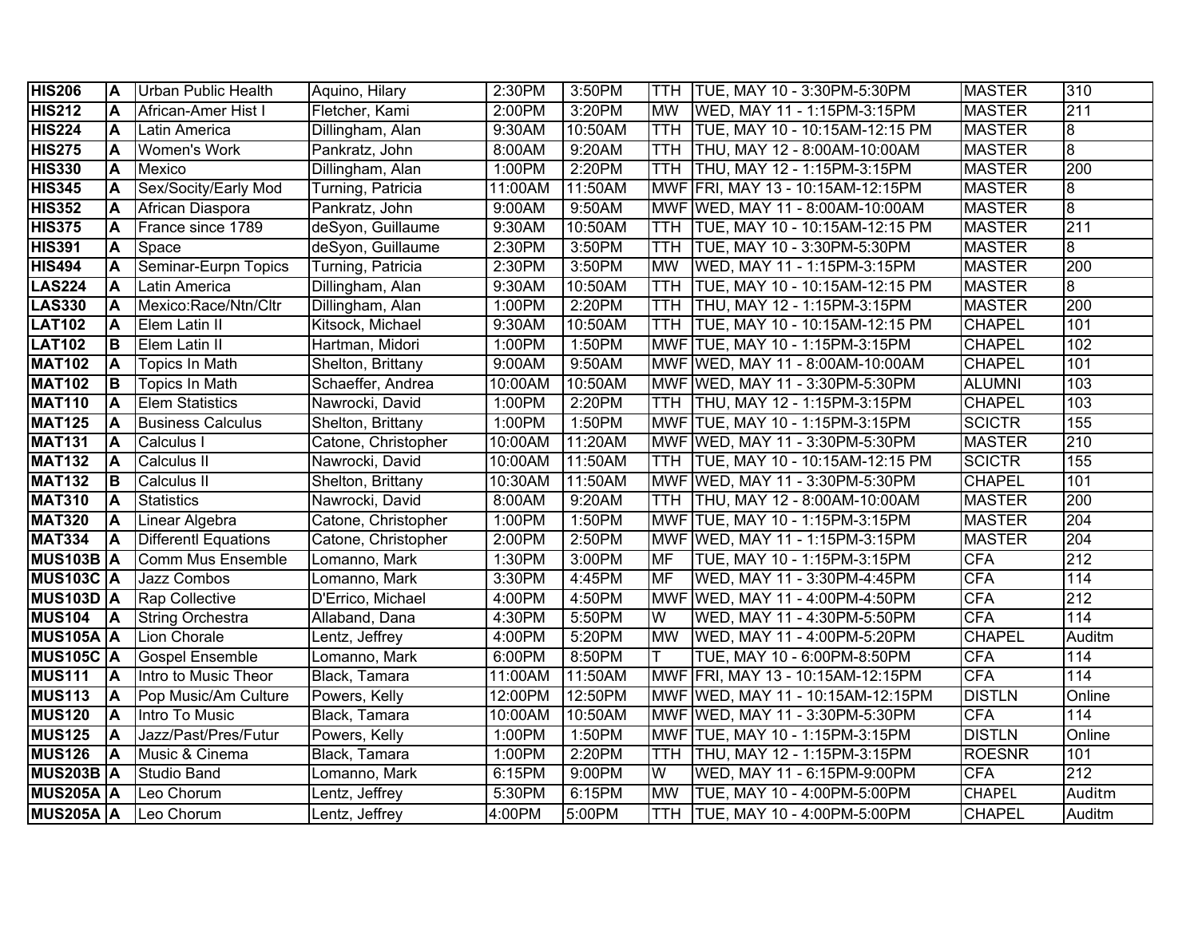| HIS206 | A | Urban Public Health | Aquino, Hilary | 2:30PM | 3:50PM | TTH | TUE, MAY 10 - 3:30PM-5:30PM | MASTER | 310 |
|---|---|---|---|---|---|---|---|---|---|
| HIS212 | A | African-Amer Hist I | Fletcher, Kami | 2:00PM | 3:20PM | MW | WED, MAY 11 - 1:15PM-3:15PM | MASTER | 211 |
| HIS224 | A | Latin America | Dillingham, Alan | 9:30AM | 10:50AM | TTH | TUE, MAY 10 - 10:15AM-12:15 PM | MASTER | 8 |
| HIS275 | A | Women's Work | Pankratz, John | 8:00AM | 9:20AM | TTH | THU, MAY 12 - 8:00AM-10:00AM | MASTER | 8 |
| HIS330 | A | Mexico | Dillingham, Alan | 1:00PM | 2:20PM | TTH | THU, MAY 12 - 1:15PM-3:15PM | MASTER | 200 |
| HIS345 | A | Sex/Socity/Early Mod | Turning, Patricia | 11:00AM | 11:50AM | MWF | FRI, MAY 13 - 10:15AM-12:15PM | MASTER | 8 |
| HIS352 | A | African Diaspora | Pankratz, John | 9:00AM | 9:50AM | MWF | WED, MAY 11 - 8:00AM-10:00AM | MASTER | 8 |
| HIS375 | A | France since 1789 | deSyon, Guillaume | 9:30AM | 10:50AM | TTH | TUE, MAY 10 - 10:15AM-12:15 PM | MASTER | 211 |
| HIS391 | A | Space | deSyon, Guillaume | 2:30PM | 3:50PM | TTH | TUE, MAY 10 - 3:30PM-5:30PM | MASTER | 8 |
| HIS494 | A | Seminar-Eurpn Topics | Turning, Patricia | 2:30PM | 3:50PM | MW | WED, MAY 11 - 1:15PM-3:15PM | MASTER | 200 |
| LAS224 | A | Latin America | Dillingham, Alan | 9:30AM | 10:50AM | TTH | TUE, MAY 10 - 10:15AM-12:15 PM | MASTER | 8 |
| LAS330 | A | Mexico:Race/Ntn/Cltr | Dillingham, Alan | 1:00PM | 2:20PM | TTH | THU, MAY 12 - 1:15PM-3:15PM | MASTER | 200 |
| LAT102 | A | Elem Latin II | Kitsock, Michael | 9:30AM | 10:50AM | TTH | TUE, MAY 10 - 10:15AM-12:15 PM | CHAPEL | 101 |
| LAT102 | B | Elem Latin II | Hartman, Midori | 1:00PM | 1:50PM | MWF | TUE, MAY 10 - 1:15PM-3:15PM | CHAPEL | 102 |
| MAT102 | A | Topics In Math | Shelton, Brittany | 9:00AM | 9:50AM | MWF | WED, MAY 11 - 8:00AM-10:00AM | CHAPEL | 101 |
| MAT102 | B | Topics In Math | Schaeffer, Andrea | 10:00AM | 10:50AM | MWF | WED, MAY 11 - 3:30PM-5:30PM | ALUMNI | 103 |
| MAT110 | A | Elem Statistics | Nawrocki, David | 1:00PM | 2:20PM | TTH | THU, MAY 12 - 1:15PM-3:15PM | CHAPEL | 103 |
| MAT125 | A | Business Calculus | Shelton, Brittany | 1:00PM | 1:50PM | MWF | TUE, MAY 10 - 1:15PM-3:15PM | SCICTR | 155 |
| MAT131 | A | Calculus I | Catone, Christopher | 10:00AM | 11:20AM | MWF | WED, MAY 11 - 3:30PM-5:30PM | MASTER | 210 |
| MAT132 | A | Calculus II | Nawrocki, David | 10:00AM | 11:50AM | TTH | TUE, MAY 10 - 10:15AM-12:15 PM | SCICTR | 155 |
| MAT132 | B | Calculus II | Shelton, Brittany | 10:30AM | 11:50AM | MWF | WED, MAY 11 - 3:30PM-5:30PM | CHAPEL | 101 |
| MAT310 | A | Statistics | Nawrocki, David | 8:00AM | 9:20AM | TTH | THU, MAY 12 - 8:00AM-10:00AM | MASTER | 200 |
| MAT320 | A | Linear Algebra | Catone, Christopher | 1:00PM | 1:50PM | MWF | TUE, MAY 10 - 1:15PM-3:15PM | MASTER | 204 |
| MAT334 | A | Differentl Equations | Catone, Christopher | 2:00PM | 2:50PM | MWF | WED, MAY 11 - 1:15PM-3:15PM | MASTER | 204 |
| MUS103B | A | Comm Mus Ensemble | Lomanno, Mark | 1:30PM | 3:00PM | MF | TUE, MAY 10 - 1:15PM-3:15PM | CFA | 212 |
| MUS103C | A | Jazz Combos | Lomanno, Mark | 3:30PM | 4:45PM | MF | WED, MAY 11 - 3:30PM-4:45PM | CFA | 114 |
| MUS103D | A | Rap Collective | D'Errico, Michael | 4:00PM | 4:50PM | MWF | WED, MAY 11 - 4:00PM-4:50PM | CFA | 212 |
| MUS104 | A | String Orchestra | Allaband, Dana | 4:30PM | 5:50PM | W | WED, MAY 11 - 4:30PM-5:50PM | CFA | 114 |
| MUS105A | A | Lion Chorale | Lentz, Jeffrey | 4:00PM | 5:20PM | MW | WED, MAY 11 - 4:00PM-5:20PM | CHAPEL | Auditm |
| MUS105C | A | Gospel Ensemble | Lomanno, Mark | 6:00PM | 8:50PM | T | TUE, MAY 10 - 6:00PM-8:50PM | CFA | 114 |
| MUS111 | A | Intro to Music Theor | Black, Tamara | 11:00AM | 11:50AM | MWF | FRI, MAY 13 - 10:15AM-12:15PM | CFA | 114 |
| MUS113 | A | Pop Music/Am Culture | Powers, Kelly | 12:00PM | 12:50PM | MWF | WED, MAY 11 - 10:15AM-12:15PM | DISTLN | Online |
| MUS120 | A | Intro To Music | Black, Tamara | 10:00AM | 10:50AM | MWF | WED, MAY 11 - 3:30PM-5:30PM | CFA | 114 |
| MUS125 | A | Jazz/Past/Pres/Futur | Powers, Kelly | 1:00PM | 1:50PM | MWF | TUE, MAY 10 - 1:15PM-3:15PM | DISTLN | Online |
| MUS126 | A | Music & Cinema | Black, Tamara | 1:00PM | 2:20PM | TTH | THU, MAY 12 - 1:15PM-3:15PM | ROESNR | 101 |
| MUS203B | A | Studio Band | Lomanno, Mark | 6:15PM | 9:00PM | W | WED, MAY 11 - 6:15PM-9:00PM | CFA | 212 |
| MUS205A | A | Leo Chorum | Lentz, Jeffrey | 5:30PM | 6:15PM | MW | TUE, MAY 10 - 4:00PM-5:00PM | CHAPEL | Auditm |
| MUS205A | A | Leo Chorum | Lentz, Jeffrey | 4:00PM | 5:00PM | TTH | TUE, MAY 10 - 4:00PM-5:00PM | CHAPEL | Auditm |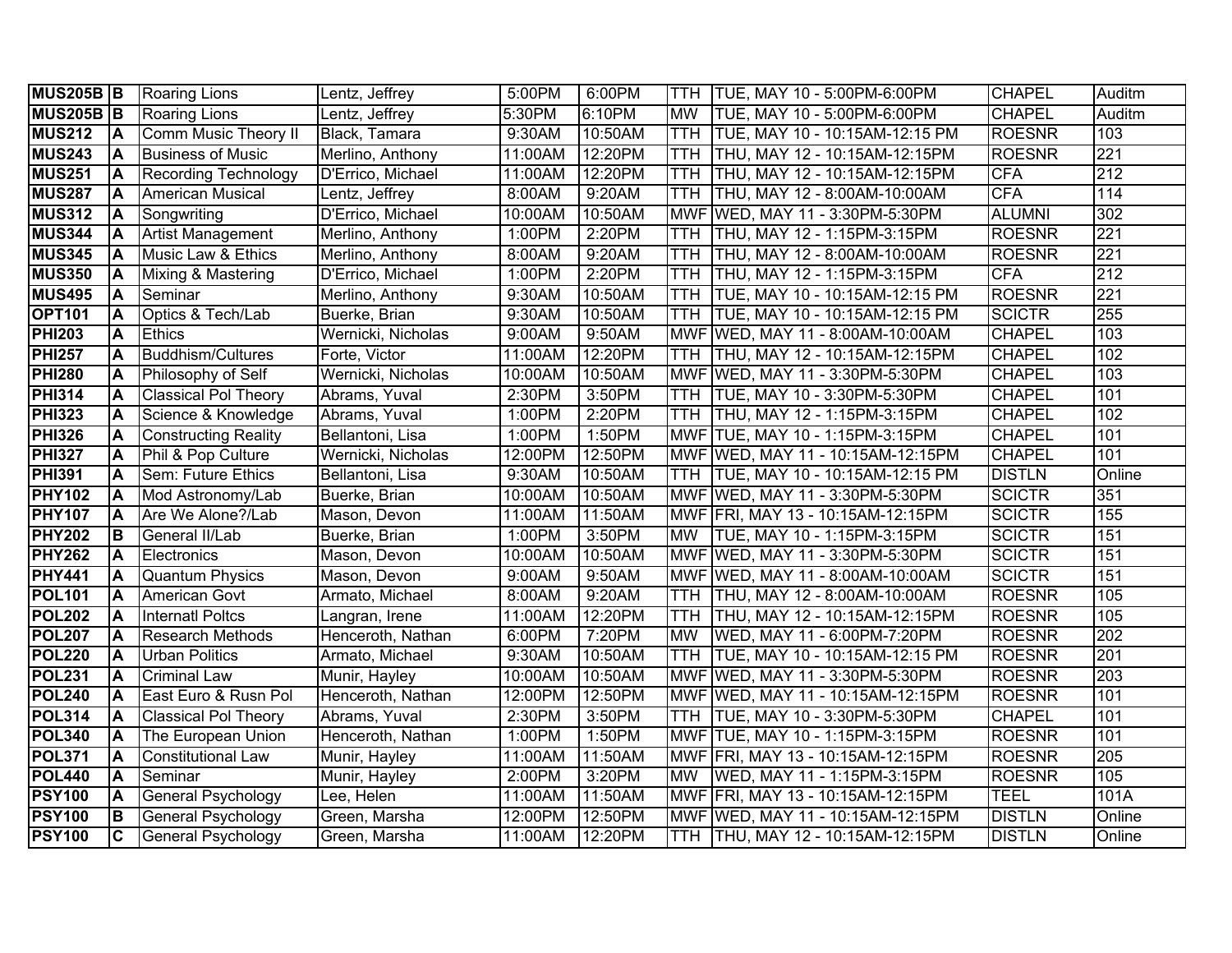| MUS205B | B | Roaring Lions | Lentz, Jeffrey | 5:00PM | 6:00PM | TTH | TUE, MAY 10 - 5:00PM-6:00PM | CHAPEL | Auditm |
|---|---|---|---|---|---|---|---|---|---|
| MUS205B | B | Roaring Lions | Lentz, Jeffrey | 5:30PM | 6:10PM | MW | TUE, MAY 10 - 5:00PM-6:00PM | CHAPEL | Auditm |
| MUS212 | A | Comm Music Theory II | Black, Tamara | 9:30AM | 10:50AM | TTH | TUE, MAY 10 - 10:15AM-12:15 PM | ROESNR | 103 |
| MUS243 | A | Business of Music | Merlino, Anthony | 11:00AM | 12:20PM | TTH | THU, MAY 12 - 10:15AM-12:15PM | ROESNR | 221 |
| MUS251 | A | Recording Technology | D'Errico, Michael | 11:00AM | 12:20PM | TTH | THU, MAY 12 - 10:15AM-12:15PM | CFA | 212 |
| MUS287 | A | American Musical | Lentz, Jeffrey | 8:00AM | 9:20AM | TTH | THU, MAY 12 - 8:00AM-10:00AM | CFA | 114 |
| MUS312 | A | Songwriting | D'Errico, Michael | 10:00AM | 10:50AM | MWF | WED, MAY 11 - 3:30PM-5:30PM | ALUMNI | 302 |
| MUS344 | A | Artist Management | Merlino, Anthony | 1:00PM | 2:20PM | TTH | THU, MAY 12 - 1:15PM-3:15PM | ROESNR | 221 |
| MUS345 | A | Music Law & Ethics | Merlino, Anthony | 8:00AM | 9:20AM | TTH | THU, MAY 12 - 8:00AM-10:00AM | ROESNR | 221 |
| MUS350 | A | Mixing & Mastering | D'Errico, Michael | 1:00PM | 2:20PM | TTH | THU, MAY 12 - 1:15PM-3:15PM | CFA | 212 |
| MUS495 | A | Seminar | Merlino, Anthony | 9:30AM | 10:50AM | TTH | TUE, MAY 10 - 10:15AM-12:15 PM | ROESNR | 221 |
| OPT101 | A | Optics & Tech/Lab | Buerke, Brian | 9:30AM | 10:50AM | TTH | TUE, MAY 10 - 10:15AM-12:15 PM | SCICTR | 255 |
| PHI203 | A | Ethics | Wernicki, Nicholas | 9:00AM | 9:50AM | MWF | WED, MAY 11 - 8:00AM-10:00AM | CHAPEL | 103 |
| PHI257 | A | Buddhism/Cultures | Forte, Victor | 11:00AM | 12:20PM | TTH | THU, MAY 12 - 10:15AM-12:15PM | CHAPEL | 102 |
| PHI280 | A | Philosophy of Self | Wernicki, Nicholas | 10:00AM | 10:50AM | MWF | WED, MAY 11 - 3:30PM-5:30PM | CHAPEL | 103 |
| PHI314 | A | Classical Pol Theory | Abrams, Yuval | 2:30PM | 3:50PM | TTH | TUE, MAY 10 - 3:30PM-5:30PM | CHAPEL | 101 |
| PHI323 | A | Science & Knowledge | Abrams, Yuval | 1:00PM | 2:20PM | TTH | THU, MAY 12 - 1:15PM-3:15PM | CHAPEL | 102 |
| PHI326 | A | Constructing Reality | Bellantoni, Lisa | 1:00PM | 1:50PM | MWF | TUE, MAY 10 - 1:15PM-3:15PM | CHAPEL | 101 |
| PHI327 | A | Phil & Pop Culture | Wernicki, Nicholas | 12:00PM | 12:50PM | MWF | WED, MAY 11 - 10:15AM-12:15PM | CHAPEL | 101 |
| PHI391 | A | Sem: Future Ethics | Bellantoni, Lisa | 9:30AM | 10:50AM | TTH | TUE, MAY 10 - 10:15AM-12:15 PM | DISTLN | Online |
| PHY102 | A | Mod Astronomy/Lab | Buerke, Brian | 10:00AM | 10:50AM | MWF | WED, MAY 11 - 3:30PM-5:30PM | SCICTR | 351 |
| PHY107 | A | Are We Alone?/Lab | Mason, Devon | 11:00AM | 11:50AM | MWF | FRI, MAY 13 - 10:15AM-12:15PM | SCICTR | 155 |
| PHY202 | B | General II/Lab | Buerke, Brian | 1:00PM | 3:50PM | MW | TUE, MAY 10 - 1:15PM-3:15PM | SCICTR | 151 |
| PHY262 | A | Electronics | Mason, Devon | 10:00AM | 10:50AM | MWF | WED, MAY 11 - 3:30PM-5:30PM | SCICTR | 151 |
| PHY441 | A | Quantum Physics | Mason, Devon | 9:00AM | 9:50AM | MWF | WED, MAY 11 - 8:00AM-10:00AM | SCICTR | 151 |
| POL101 | A | American Govt | Armato, Michael | 8:00AM | 9:20AM | TTH | THU, MAY 12 - 8:00AM-10:00AM | ROESNR | 105 |
| POL202 | A | Internatl Poltcs | Langran, Irene | 11:00AM | 12:20PM | TTH | THU, MAY 12 - 10:15AM-12:15PM | ROESNR | 105 |
| POL207 | A | Research Methods | Henceroth, Nathan | 6:00PM | 7:20PM | MW | WED, MAY 11 - 6:00PM-7:20PM | ROESNR | 202 |
| POL220 | A | Urban Politics | Armato, Michael | 9:30AM | 10:50AM | TTH | TUE, MAY 10 - 10:15AM-12:15 PM | ROESNR | 201 |
| POL231 | A | Criminal Law | Munir, Hayley | 10:00AM | 10:50AM | MWF | WED, MAY 11 - 3:30PM-5:30PM | ROESNR | 203 |
| POL240 | A | East Euro & Rusn Pol | Henceroth, Nathan | 12:00PM | 12:50PM | MWF | WED, MAY 11 - 10:15AM-12:15PM | ROESNR | 101 |
| POL314 | A | Classical Pol Theory | Abrams, Yuval | 2:30PM | 3:50PM | TTH | TUE, MAY 10 - 3:30PM-5:30PM | CHAPEL | 101 |
| POL340 | A | The European Union | Henceroth, Nathan | 1:00PM | 1:50PM | MWF | TUE, MAY 10 - 1:15PM-3:15PM | ROESNR | 101 |
| POL371 | A | Constitutional Law | Munir, Hayley | 11:00AM | 11:50AM | MWF | FRI, MAY 13 - 10:15AM-12:15PM | ROESNR | 205 |
| POL440 | A | Seminar | Munir, Hayley | 2:00PM | 3:20PM | MW | WED, MAY 11 - 1:15PM-3:15PM | ROESNR | 105 |
| PSY100 | A | General Psychology | Lee, Helen | 11:00AM | 11:50AM | MWF | FRI, MAY 13 - 10:15AM-12:15PM | TEEL | 101A |
| PSY100 | B | General Psychology | Green, Marsha | 12:00PM | 12:50PM | MWF | WED, MAY 11 - 10:15AM-12:15PM | DISTLN | Online |
| PSY100 | C | General Psychology | Green, Marsha | 11:00AM | 12:20PM | TTH | THU, MAY 12 - 10:15AM-12:15PM | DISTLN | Online |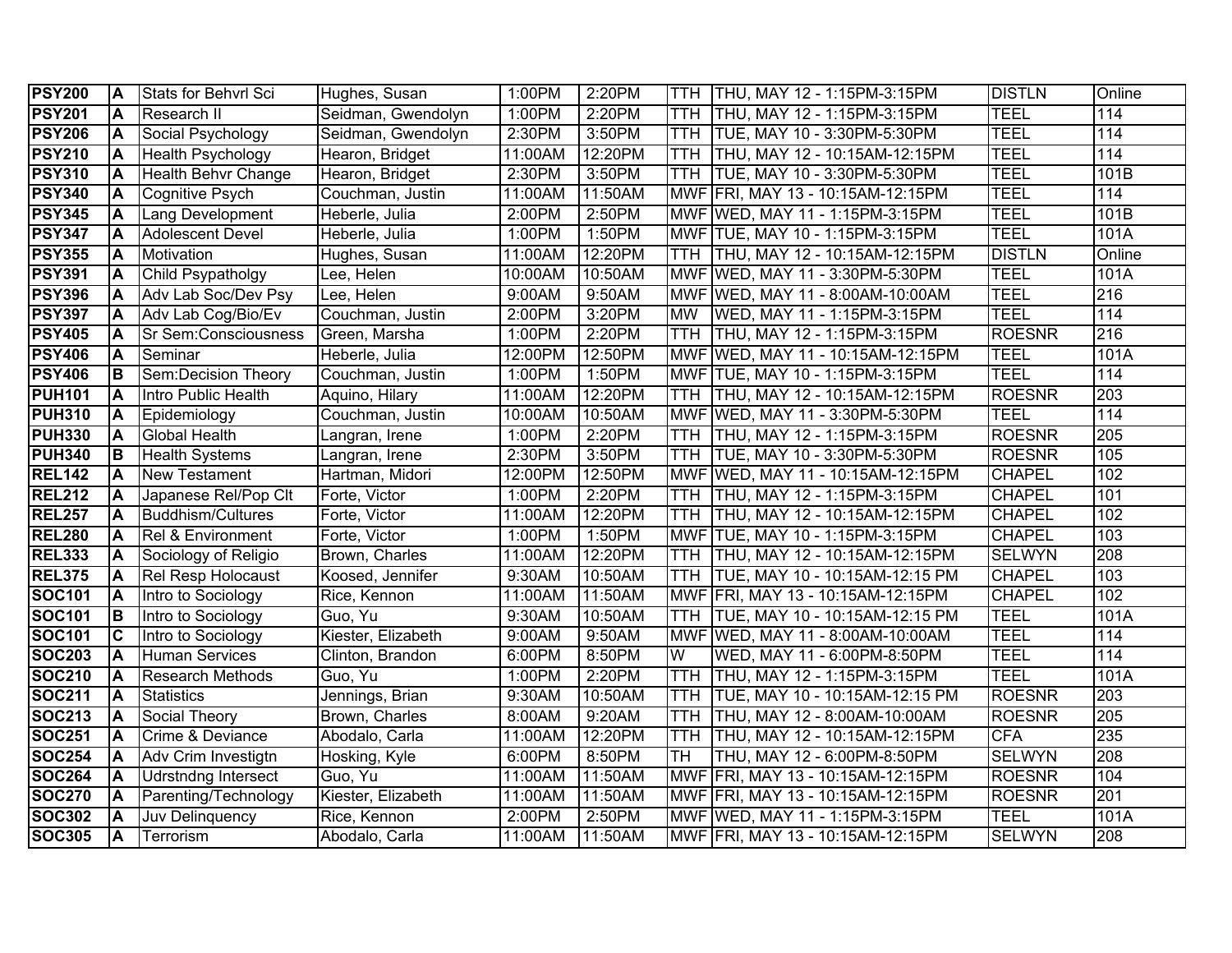| **PSY200** | **A** | Stats for Behvrl Sci | Hughes, Susan | 1:00PM | 2:20PM | TTH | THU, MAY 12 - 1:15PM-3:15PM | DISTLN | Online |
|---|---|---|---|---|---|---|---|---|---|
| **PSY201** | **A** | Research II | Seidman, Gwendolyn | 1:00PM | 2:20PM | TTH | THU, MAY 12 - 1:15PM-3:15PM | TEEL | 114 |
| **PSY206** | **A** | Social Psychology | Seidman, Gwendolyn | 2:30PM | 3:50PM | TTH | TUE, MAY 10 - 3:30PM-5:30PM | TEEL | 114 |
| **PSY210** | **A** | Health Psychology | Hearon, Bridget | 11:00AM | 12:20PM | TTH | THU, MAY 12 - 10:15AM-12:15PM | TEEL | 114 |
| **PSY310** | **A** | Health Behvr Change | Hearon, Bridget | 2:30PM | 3:50PM | TTH | TUE, MAY 10 - 3:30PM-5:30PM | TEEL | 101B |
| **PSY340** | **A** | Cognitive Psych | Couchman, Justin | 11:00AM | 11:50AM | MWF | FRI, MAY 13 - 10:15AM-12:15PM | TEEL | 114 |
| **PSY345** | **A** | Lang Development | Heberle, Julia | 2:00PM | 2:50PM | MWF | WED, MAY 11 - 1:15PM-3:15PM | TEEL | 101B |
| **PSY347** | **A** | Adolescent Devel | Heberle, Julia | 1:00PM | 1:50PM | MWF | TUE, MAY 10 - 1:15PM-3:15PM | TEEL | 101A |
| **PSY355** | **A** | Motivation | Hughes, Susan | 11:00AM | 12:20PM | TTH | THU, MAY 12 - 10:15AM-12:15PM | DISTLN | Online |
| **PSY391** | **A** | Child Psypatholgy | Lee, Helen | 10:00AM | 10:50AM | MWF | WED, MAY 11 - 3:30PM-5:30PM | TEEL | 101A |
| **PSY396** | **A** | Adv Lab Soc/Dev Psy | Lee, Helen | 9:00AM | 9:50AM | MWF | WED, MAY 11 - 8:00AM-10:00AM | TEEL | 216 |
| **PSY397** | **A** | Adv Lab Cog/Bio/Ev | Couchman, Justin | 2:00PM | 3:20PM | MW | WED, MAY 11 - 1:15PM-3:15PM | TEEL | 114 |
| **PSY405** | **A** | Sr Sem:Consciousness | Green, Marsha | 1:00PM | 2:20PM | TTH | THU, MAY 12 - 1:15PM-3:15PM | ROESNR | 216 |
| **PSY406** | **A** | Seminar | Heberle, Julia | 12:00PM | 12:50PM | MWF | WED, MAY 11 - 10:15AM-12:15PM | TEEL | 101A |
| **PSY406** | **B** | Sem:Decision Theory | Couchman, Justin | 1:00PM | 1:50PM | MWF | TUE, MAY 10 - 1:15PM-3:15PM | TEEL | 114 |
| **PUH101** | **A** | Intro Public Health | Aquino, Hilary | 11:00AM | 12:20PM | TTH | THU, MAY 12 - 10:15AM-12:15PM | ROESNR | 203 |
| **PUH310** | **A** | Epidemiology | Couchman, Justin | 10:00AM | 10:50AM | MWF | WED, MAY 11 - 3:30PM-5:30PM | TEEL | 114 |
| **PUH330** | **A** | Global Health | Langran, Irene | 1:00PM | 2:20PM | TTH | THU, MAY 12 - 1:15PM-3:15PM | ROESNR | 205 |
| **PUH340** | **B** | Health Systems | Langran, Irene | 2:30PM | 3:50PM | TTH | TUE, MAY 10 - 3:30PM-5:30PM | ROESNR | 105 |
| **REL142** | **A** | New Testament | Hartman, Midori | 12:00PM | 12:50PM | MWF | WED, MAY 11 - 10:15AM-12:15PM | CHAPEL | 102 |
| **REL212** | **A** | Japanese Rel/Pop Clt | Forte, Victor | 1:00PM | 2:20PM | TTH | THU, MAY 12 - 1:15PM-3:15PM | CHAPEL | 101 |
| **REL257** | **A** | Buddhism/Cultures | Forte, Victor | 11:00AM | 12:20PM | TTH | THU, MAY 12 - 10:15AM-12:15PM | CHAPEL | 102 |
| **REL280** | **A** | Rel & Environment | Forte, Victor | 1:00PM | 1:50PM | MWF | TUE, MAY 10 - 1:15PM-3:15PM | CHAPEL | 103 |
| **REL333** | **A** | Sociology of Religio | Brown, Charles | 11:00AM | 12:20PM | TTH | THU, MAY 12 - 10:15AM-12:15PM | SELWYN | 208 |
| **REL375** | **A** | Rel Resp Holocaust | Koosed, Jennifer | 9:30AM | 10:50AM | TTH | TUE, MAY 10 - 10:15AM-12:15 PM | CHAPEL | 103 |
| **SOC101** | **A** | Intro to Sociology | Rice, Kennon | 11:00AM | 11:50AM | MWF | FRI, MAY 13 - 10:15AM-12:15PM | CHAPEL | 102 |
| **SOC101** | **B** | Intro to Sociology | Guo, Yu | 9:30AM | 10:50AM | TTH | TUE, MAY 10 - 10:15AM-12:15 PM | TEEL | 101A |
| **SOC101** | **C** | Intro to Sociology | Kiester, Elizabeth | 9:00AM | 9:50AM | MWF | WED, MAY 11 - 8:00AM-10:00AM | TEEL | 114 |
| **SOC203** | **A** | Human Services | Clinton, Brandon | 6:00PM | 8:50PM | W | WED, MAY 11 - 6:00PM-8:50PM | TEEL | 114 |
| **SOC210** | **A** | Research Methods | Guo, Yu | 1:00PM | 2:20PM | TTH | THU, MAY 12 - 1:15PM-3:15PM | TEEL | 101A |
| **SOC211** | **A** | Statistics | Jennings, Brian | 9:30AM | 10:50AM | TTH | TUE, MAY 10 - 10:15AM-12:15 PM | ROESNR | 203 |
| **SOC213** | **A** | Social Theory | Brown, Charles | 8:00AM | 9:20AM | TTH | THU, MAY 12 - 8:00AM-10:00AM | ROESNR | 205 |
| **SOC251** | **A** | Crime & Deviance | Abodalo, Carla | 11:00AM | 12:20PM | TTH | THU, MAY 12 - 10:15AM-12:15PM | CFA | 235 |
| **SOC254** | **A** | Adv Crim Investigtn | Hosking, Kyle | 6:00PM | 8:50PM | TH | THU, MAY 12 - 6:00PM-8:50PM | SELWYN | 208 |
| **SOC264** | **A** | Udrstndng Intersect | Guo, Yu | 11:00AM | 11:50AM | MWF | FRI, MAY 13 - 10:15AM-12:15PM | ROESNR | 104 |
| **SOC270** | **A** | Parenting/Technology | Kiester, Elizabeth | 11:00AM | 11:50AM | MWF | FRI, MAY 13 - 10:15AM-12:15PM | ROESNR | 201 |
| **SOC302** | **A** | Juv Delinquency | Rice, Kennon | 2:00PM | 2:50PM | MWF | WED, MAY 11 - 1:15PM-3:15PM | TEEL | 101A |
| **SOC305** | **A** | Terrorism | Abodalo, Carla | 11:00AM | 11:50AM | MWF | FRI, MAY 13 - 10:15AM-12:15PM | SELWYN | 208 |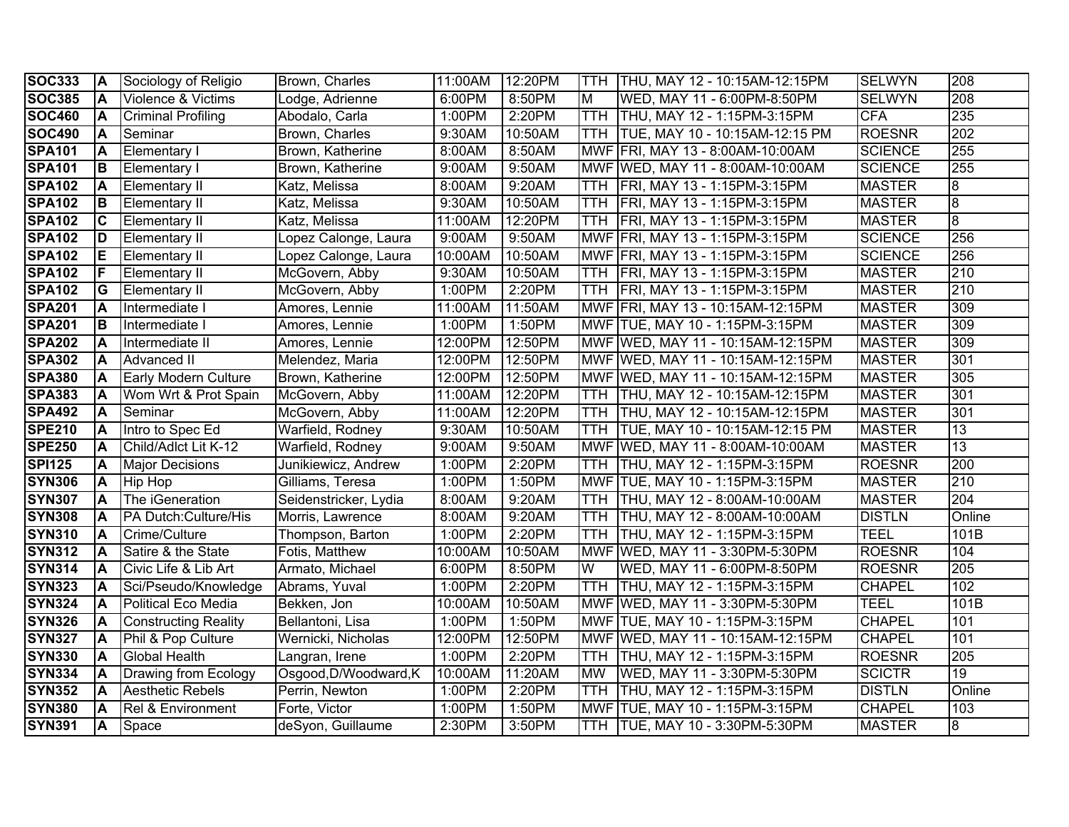| | | | | | | | | | |
|---|---|---|---|---|---|---|---|---|---|
| **SOC333** | **A** | Sociology of Religio | Brown, Charles | 11:00AM | 12:20PM | TTH | THU, MAY 12 - 10:15AM-12:15PM | SELWYN | 208 |
| **SOC385** | **A** | Violence & Victims | Lodge, Adrienne | 6:00PM | 8:50PM | M | WED, MAY 11 - 6:00PM-8:50PM | SELWYN | 208 |
| **SOC460** | **A** | Criminal Profiling | Abodalo, Carla | 1:00PM | 2:20PM | TTH | THU, MAY 12 - 1:15PM-3:15PM | CFA | 235 |
| **SOC490** | **A** | Seminar | Brown, Charles | 9:30AM | 10:50AM | TTH | TUE, MAY 10 - 10:15AM-12:15 PM | ROESNR | 202 |
| **SPA101** | **A** | Elementary I | Brown, Katherine | 8:00AM | 8:50AM | MWF | FRI, MAY 13 - 8:00AM-10:00AM | SCIENCE | 255 |
| **SPA101** | **B** | Elementary I | Brown, Katherine | 9:00AM | 9:50AM | MWF | WED, MAY 11 - 8:00AM-10:00AM | SCIENCE | 255 |
| **SPA102** | **A** | Elementary II | Katz, Melissa | 8:00AM | 9:20AM | TTH | FRI, MAY 13 - 1:15PM-3:15PM | MASTER | 8 |
| **SPA102** | **B** | Elementary II | Katz, Melissa | 9:30AM | 10:50AM | TTH | FRI, MAY 13 - 1:15PM-3:15PM | MASTER | 8 |
| **SPA102** | **C** | Elementary II | Katz, Melissa | 11:00AM | 12:20PM | TTH | FRI, MAY 13 - 1:15PM-3:15PM | MASTER | 8 |
| **SPA102** | **D** | Elementary II | Lopez Calonge, Laura | 9:00AM | 9:50AM | MWF | FRI, MAY 13 - 1:15PM-3:15PM | SCIENCE | 256 |
| **SPA102** | **E** | Elementary II | Lopez Calonge, Laura | 10:00AM | 10:50AM | MWF | FRI, MAY 13 - 1:15PM-3:15PM | SCIENCE | 256 |
| **SPA102** | **F** | Elementary II | McGovern, Abby | 9:30AM | 10:50AM | TTH | FRI, MAY 13 - 1:15PM-3:15PM | MASTER | 210 |
| **SPA102** | **G** | Elementary II | McGovern, Abby | 1:00PM | 2:20PM | TTH | FRI, MAY 13 - 1:15PM-3:15PM | MASTER | 210 |
| **SPA201** | **A** | Intermediate I | Amores, Lennie | 11:00AM | 11:50AM | MWF | FRI, MAY 13 - 10:15AM-12:15PM | MASTER | 309 |
| **SPA201** | **B** | Intermediate I | Amores, Lennie | 1:00PM | 1:50PM | MWF | TUE, MAY 10 - 1:15PM-3:15PM | MASTER | 309 |
| **SPA202** | **A** | Intermediate II | Amores, Lennie | 12:00PM | 12:50PM | MWF | WED, MAY 11 - 10:15AM-12:15PM | MASTER | 309 |
| **SPA302** | **A** | Advanced II | Melendez, Maria | 12:00PM | 12:50PM | MWF | WED, MAY 11 - 10:15AM-12:15PM | MASTER | 301 |
| **SPA380** | **A** | Early Modern Culture | Brown, Katherine | 12:00PM | 12:50PM | MWF | WED, MAY 11 - 10:15AM-12:15PM | MASTER | 305 |
| **SPA383** | **A** | Wom Wrt & Prot Spain | McGovern, Abby | 11:00AM | 12:20PM | TTH | THU, MAY 12 - 10:15AM-12:15PM | MASTER | 301 |
| **SPA492** | **A** | Seminar | McGovern, Abby | 11:00AM | 12:20PM | TTH | THU, MAY 12 - 10:15AM-12:15PM | MASTER | 301 |
| **SPE210** | **A** | Intro to Spec Ed | Warfield, Rodney | 9:30AM | 10:50AM | TTH | TUE, MAY 10 - 10:15AM-12:15 PM | MASTER | 13 |
| **SPE250** | **A** | Child/Adlct Lit K-12 | Warfield, Rodney | 9:00AM | 9:50AM | MWF | WED, MAY 11 - 8:00AM-10:00AM | MASTER | 13 |
| **SPI125** | **A** | Major Decisions | Junikiewicz, Andrew | 1:00PM | 2:20PM | TTH | THU, MAY 12 - 1:15PM-3:15PM | ROESNR | 200 |
| **SYN306** | **A** | Hip Hop | Gilliams, Teresa | 1:00PM | 1:50PM | MWF | TUE, MAY 10 - 1:15PM-3:15PM | MASTER | 210 |
| **SYN307** | **A** | The iGeneration | Seidenstricker, Lydia | 8:00AM | 9:20AM | TTH | THU, MAY 12 - 8:00AM-10:00AM | MASTER | 204 |
| **SYN308** | **A** | PA Dutch:Culture/His | Morris, Lawrence | 8:00AM | 9:20AM | TTH | THU, MAY 12 - 8:00AM-10:00AM | DISTLN | Online |
| **SYN310** | **A** | Crime/Culture | Thompson, Barton | 1:00PM | 2:20PM | TTH | THU, MAY 12 - 1:15PM-3:15PM | TEEL | 101B |
| **SYN312** | **A** | Satire & the State | Fotis, Matthew | 10:00AM | 10:50AM | MWF | WED, MAY 11 - 3:30PM-5:30PM | ROESNR | 104 |
| **SYN314** | **A** | Civic Life & Lib Art | Armato, Michael | 6:00PM | 8:50PM | W | WED, MAY 11 - 6:00PM-8:50PM | ROESNR | 205 |
| **SYN323** | **A** | Sci/Pseudo/Knowledge | Abrams, Yuval | 1:00PM | 2:20PM | TTH | THU, MAY 12 - 1:15PM-3:15PM | CHAPEL | 102 |
| **SYN324** | **A** | Political Eco Media | Bekken, Jon | 10:00AM | 10:50AM | MWF | WED, MAY 11 - 3:30PM-5:30PM | TEEL | 101B |
| **SYN326** | **A** | Constructing Reality | Bellantoni, Lisa | 1:00PM | 1:50PM | MWF | TUE, MAY 10 - 1:15PM-3:15PM | CHAPEL | 101 |
| **SYN327** | **A** | Phil & Pop Culture | Wernicki, Nicholas | 12:00PM | 12:50PM | MWF | WED, MAY 11 - 10:15AM-12:15PM | CHAPEL | 101 |
| **SYN330** | **A** | Global Health | Langran, Irene | 1:00PM | 2:20PM | TTH | THU, MAY 12 - 1:15PM-3:15PM | ROESNR | 205 |
| **SYN334** | **A** | Drawing from Ecology | Osgood,D/Woodward,K | 10:00AM | 11:20AM | MW | WED, MAY 11 - 3:30PM-5:30PM | SCICTR | 19 |
| **SYN352** | **A** | Aesthetic Rebels | Perrin, Newton | 1:00PM | 2:20PM | TTH | THU, MAY 12 - 1:15PM-3:15PM | DISTLN | Online |
| **SYN380** | **A** | Rel & Environment | Forte, Victor | 1:00PM | 1:50PM | MWF | TUE, MAY 10 - 1:15PM-3:15PM | CHAPEL | 103 |
| **SYN391** | **A** | Space | deSyon, Guillaume | 2:30PM | 3:50PM | TTH | TUE, MAY 10 - 3:30PM-5:30PM | MASTER | 8 |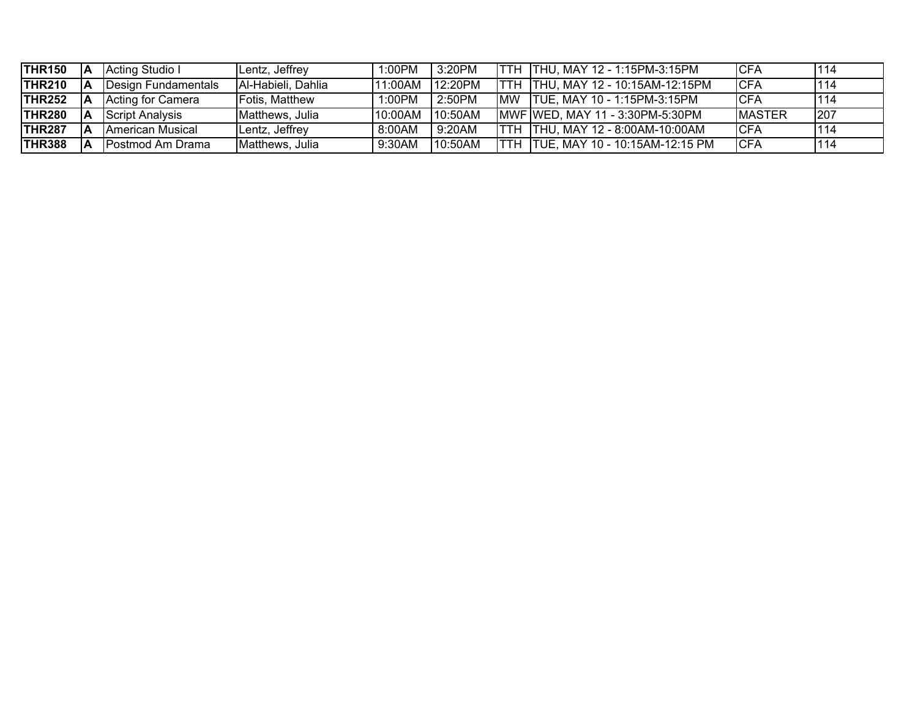| | | | | | | | | | |
|---|---|---|---|---|---|---|---|---|---|
| **THR150** | **A** | Acting Studio I | Lentz, Jeffrey | 1:00PM | 3:20PM | TTH | THU, MAY 12 - 1:15PM-3:15PM | CFA | 114 |
| **THR210** | **A** | Design Fundamentals | Al-Habieli, Dahlia | 11:00AM | 12:20PM | TTH | THU, MAY 12 - 10:15AM-12:15PM | CFA | 114 |
| **THR252** | **A** | Acting for Camera | Fotis, Matthew | 1:00PM | 2:50PM | MW | TUE, MAY 10 - 1:15PM-3:15PM | CFA | 114 |
| **THR280** | **A** | Script Analysis | Matthews, Julia | 10:00AM | 10:50AM | MWF | WED, MAY 11 - 3:30PM-5:30PM | MASTER | 207 |
| **THR287** | **A** | American Musical | Lentz, Jeffrey | 8:00AM | 9:20AM | TTH | THU, MAY 12 - 8:00AM-10:00AM | CFA | 114 |
| **THR388** | **A** | Postmod Am Drama | Matthews, Julia | 9:30AM | 10:50AM | TTH | TUE, MAY 10 - 10:15AM-12:15 PM | CFA | 114 |